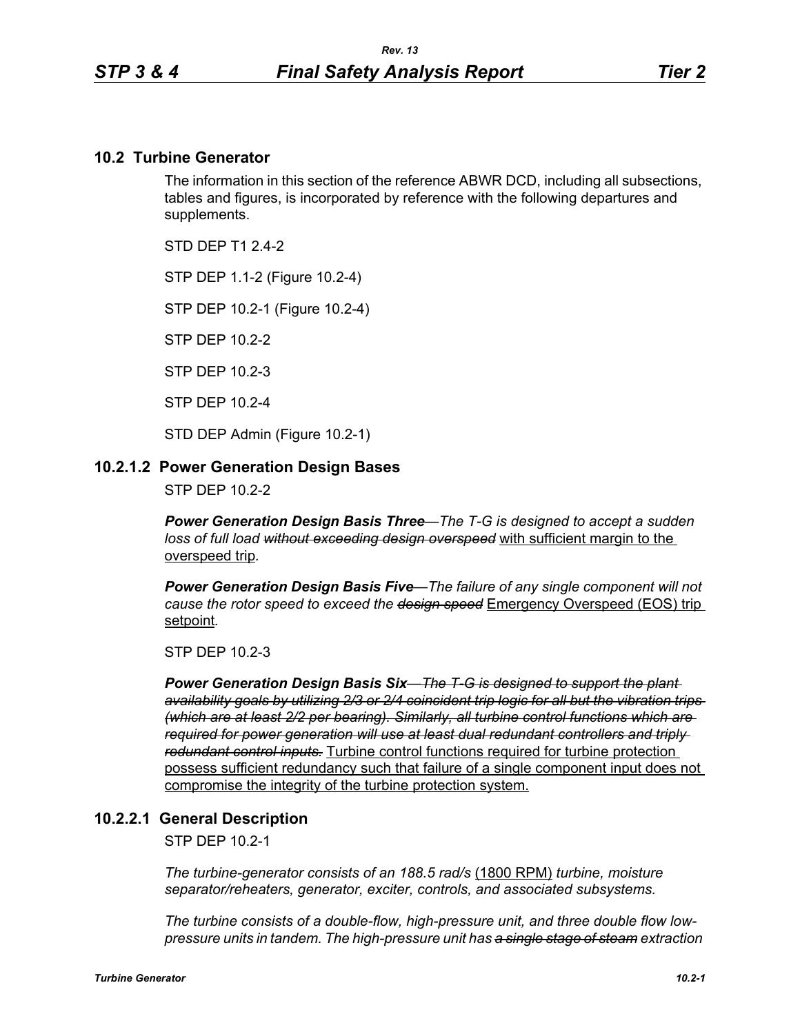## 10.2 Turbine Generator

The information in this section of the reference ABWR DCD, including all subsections, tables and figures, is incorporated by reference with the following departures and supplements.

STD DEP T1 2.4-2

STP DEP 1.1-2 (Figure 10.2-4)

STP DEP 10.2-1 (Figure 10.2-4)

STP DEP 10.2-2

STP DEP 10.2-3

STP DEP 10.2-4

STD DEP Admin (Figure 10.2-1)

### 10.2.1.2 Power Generation Design Bases

STP DEP 10.2-2

***Power Generation Design Basis Three****—The T-G is designed to accept a sudden loss of full load ~~without exceeding design overspeed~~* <u>with sufficient margin to the overspeed trip</u>*.*

***Power Generation Design Basis Five****—The failure of any single component will not cause the rotor speed to exceed the ~~design speed~~* <u>Emergency Overspeed (EOS) trip setpoint</u>*.*

STP DEP 10.2-3

***Power Generation Design Basis Six****~~—The T-G is designed to support the plant availability goals by utilizing 2/3 or 2/4 coincident trip logic for all but the vibration trips (which are at least 2/2 per bearing). Similarly, all turbine control functions which are required for power generation will use at least dual redundant controllers and triply redundant control inputs.~~* <u>Turbine control functions required for turbine protection possess sufficient redundancy such that failure of a single component input does not compromise the integrity of the turbine protection system.</u>

### 10.2.2.1 General Description

STP DEP 10.2-1

*The turbine-generator consists of an 188.5 rad/s* <u>(1800 RPM)</u> *turbine, moisture separator/reheaters, generator, exciter, controls, and associated subsystems.*

*The turbine consists of a double-flow, high-pressure unit, and three double flow low-pressure units in tandem. The high-pressure unit has ~~a single stage of steam~~ extraction*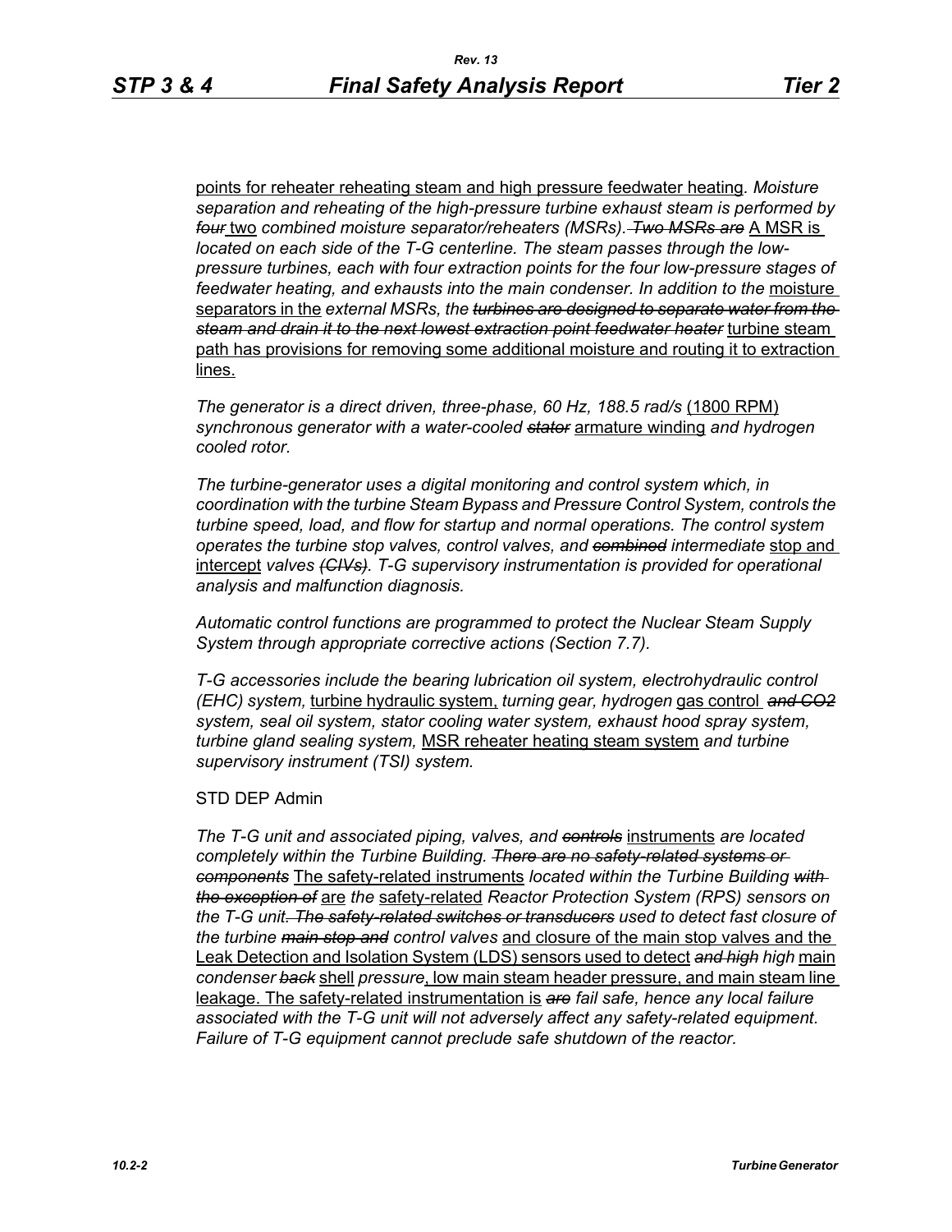points for reheater reheating steam and high pressure feedwater heating. *Moisture separation and reheating of the high-pressure turbine exhaust steam is performed by* ~~*four*~~ two *combined moisture separator/reheaters (MSRs).* ~~*Two MSRs are*~~ A MSR is *located on each side of the T-G centerline. The steam passes through the low-pressure turbines, each with four extraction points for the four low-pressure stages of feedwater heating, and exhausts into the main condenser. In addition to the* moisture separators in the *external MSRs, the* ~~*turbines are designed to separate water from the steam and drain it to the next lowest extraction point feedwater heater*~~ turbine steam path has provisions for removing some additional moisture and routing it to extraction lines.

*The generator is a direct driven, three-phase, 60 Hz, 188.5 rad/s* (1800 RPM) *synchronous generator with a water-cooled* ~~*stator*~~ armature winding *and hydrogen cooled rotor.*

*The turbine-generator uses a digital monitoring and control system which, in coordination with the turbine Steam Bypass and Pressure Control System, controls the turbine speed, load, and flow for startup and normal operations. The control system operates the turbine stop valves, control valves, and* ~~*combined*~~ *intermediate* stop and intercept *valves* ~~*(CIVs)*~~*. T-G supervisory instrumentation is provided for operational analysis and malfunction diagnosis.*

*Automatic control functions are programmed to protect the Nuclear Steam Supply System through appropriate corrective actions (Section 7.7).*

*T-G accessories include the bearing lubrication oil system, electrohydraulic control (EHC) system,* turbine hydraulic system, *turning gear, hydrogen* gas control ~~*and CO2*~~ *system, seal oil system, stator cooling water system, exhaust hood spray system, turbine gland sealing system,* MSR reheater heating steam system *and turbine supervisory instrument (TSI) system.*

STD DEP Admin

*The T-G unit and associated piping, valves, and* ~~*controls*~~ instruments *are located completely within the Turbine Building.* ~~*There are no safety-related systems or components*~~ The safety-related instruments *located within the Turbine Building* ~~*with the exception of*~~ are *the* safety-related *Reactor Protection System (RPS) sensors on the T-G unit*~~*. The safety-related switches or transducers*~~ *used to detect fast closure of the turbine* ~~*main stop and*~~ *control valves* and closure of the main stop valves and the Leak Detection and Isolation System (LDS) sensors used to detect ~~*and high*~~ *high* main *condenser* ~~*back*~~ shell *pressure*, low main steam header pressure, and main steam line leakage. The safety-related instrumentation is ~~*are*~~ *fail safe, hence any local failure associated with the T-G unit will not adversely affect any safety-related equipment. Failure of T-G equipment cannot preclude safe shutdown of the reactor.*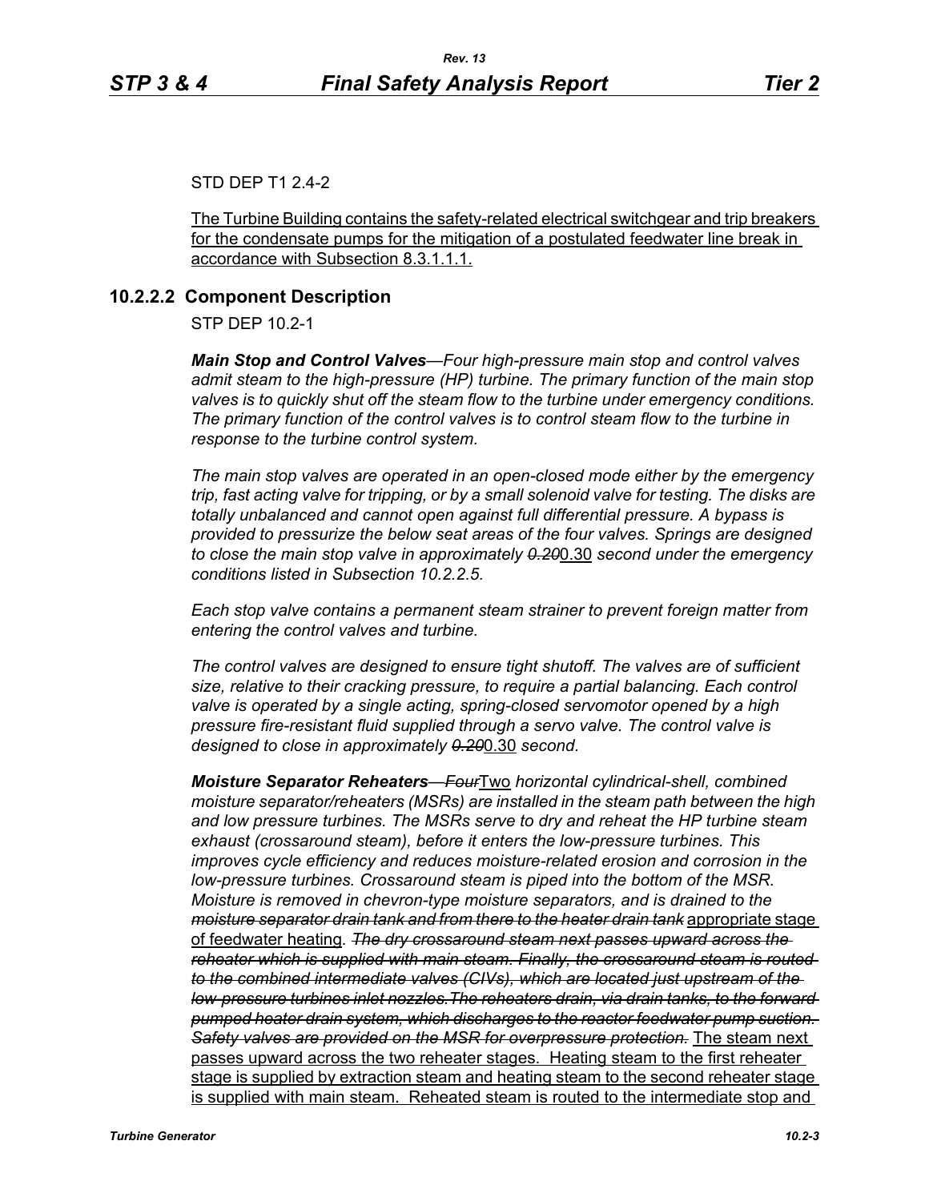STD DEP T1 2.4-2

The Turbine Building contains the safety-related electrical switchgear and trip breakers for the condensate pumps for the mitigation of a postulated feedwater line break in accordance with Subsection 8.3.1.1.1.

### 10.2.2.2 Component Description

STP DEP 10.2-1

***Main Stop and Control Valves****—Four high-pressure main stop and control valves admit steam to the high-pressure (HP) turbine. The primary function of the main stop valves is to quickly shut off the steam flow to the turbine under emergency conditions. The primary function of the control valves is to control steam flow to the turbine in response to the turbine control system.*

*The main stop valves are operated in an open-closed mode either by the emergency trip, fast acting valve for tripping, or by a small solenoid valve for testing. The disks are totally unbalanced and cannot open against full differential pressure. A bypass is provided to pressurize the below seat areas of the four valves. Springs are designed to close the main stop valve in approximately ~~0.20~~*0.30 *second under the emergency conditions listed in Subsection 10.2.2.5.*

*Each stop valve contains a permanent steam strainer to prevent foreign matter from entering the control valves and turbine.*

*The control valves are designed to ensure tight shutoff. The valves are of sufficient size, relative to their cracking pressure, to require a partial balancing. Each control valve is operated by a single acting, spring-closed servomotor opened by a high pressure fire-resistant fluid supplied through a servo valve. The control valve is designed to close in approximately ~~0.20~~*0.30 *second.*

***Moisture Separator Reheaters****—~~Four~~*Two *horizontal cylindrical-shell, combined moisture separator/reheaters (MSRs) are installed in the steam path between the high and low pressure turbines. The MSRs serve to dry and reheat the HP turbine steam exhaust (crossaround steam), before it enters the low-pressure turbines. This improves cycle efficiency and reduces moisture-related erosion and corrosion in the low-pressure turbines. Crossaround steam is piped into the bottom of the MSR. Moisture is removed in chevron-type moisture separators, and is drained to the ~~moisture separator drain tank and from there to the heater drain tank~~* appropriate stage of feedwater heating. *~~The dry crossaround steam next passes upward across the reheater which is supplied with main steam. Finally, the crossaround steam is routed to the combined intermediate valves (CIVs), which are located just upstream of the low-pressure turbines inlet nozzles.The reheaters drain, via drain tanks, to the forward pumped heater drain system, which discharges to the reactor feedwater pump suction. Safety valves are provided on the MSR for overpressure protection.~~* The steam next passes upward across the two reheater stages. Heating steam to the first reheater stage is supplied by extraction steam and heating steam to the second reheater stage is supplied with main steam. Reheated steam is routed to the intermediate stop and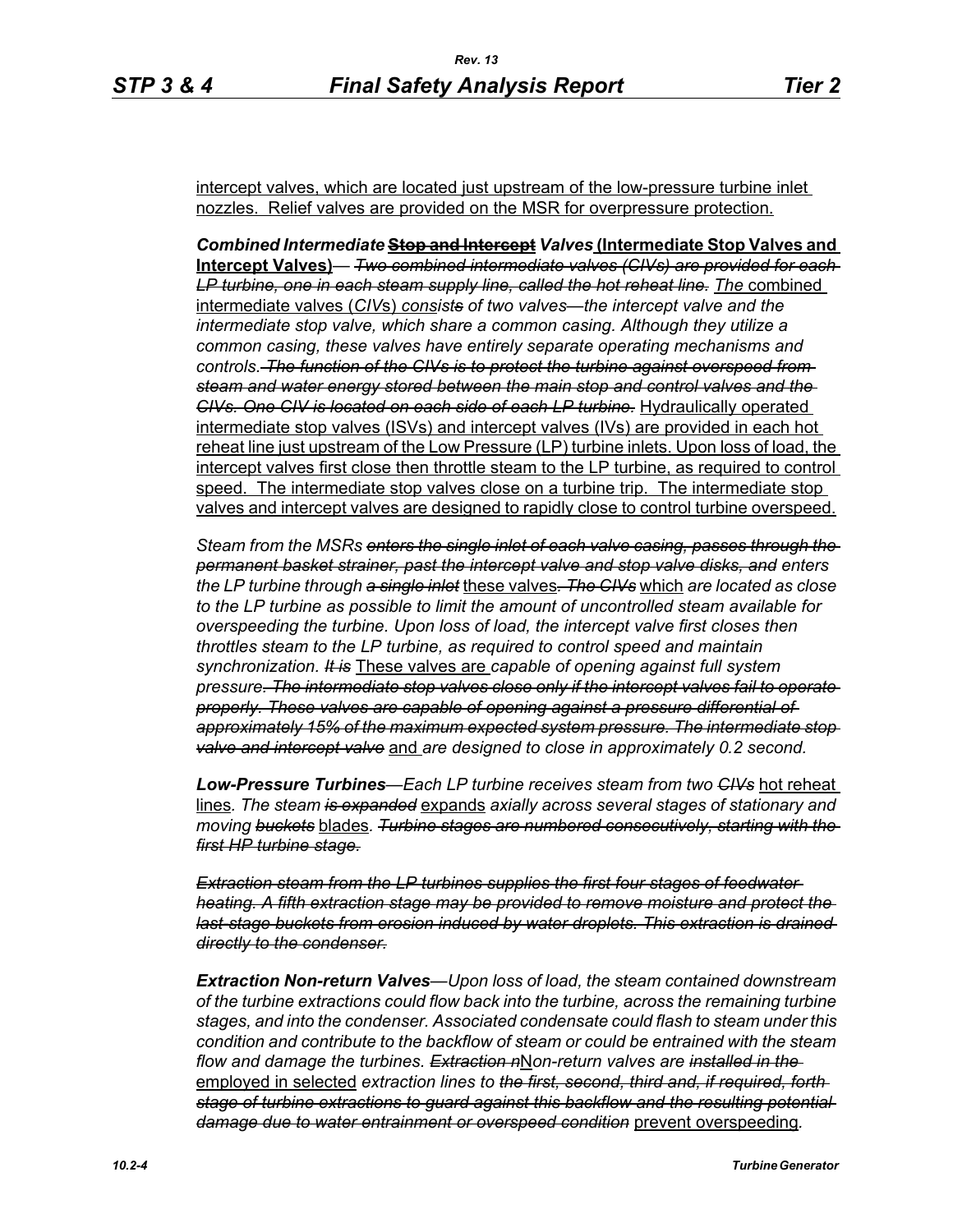intercept valves, which are located just upstream of the low-pressure turbine inlet nozzles. Relief valves are provided on the MSR for overpressure protection.

***Combined Intermediate*** ~~**Stop and Intercept**~~ ***Valves*** **(Intermediate Stop Valves and Intercept Valves)**— ~~*Two combined intermediate valves (CIVs) are provided for each LP turbine, one in each steam supply line, called the hot reheat line.*~~ *The* combined intermediate valves (*CIV*s) *consist*~~*s*~~ *of two valves—the intercept valve and the intermediate stop valve, which share a common casing. Although they utilize a common casing, these valves have entirely separate operating mechanisms and controls.* ~~*The function of the CIVs is to protect the turbine against overspeed from steam and water energy stored between the main stop and control valves and the CIVs. One CIV is located on each side of each LP turbine.*~~ Hydraulically operated intermediate stop valves (ISVs) and intercept valves (IVs) are provided in each hot reheat line just upstream of the Low Pressure (LP) turbine inlets. Upon loss of load, the intercept valves first close then throttle steam to the LP turbine, as required to control speed. The intermediate stop valves close on a turbine trip. The intermediate stop valves and intercept valves are designed to rapidly close to control turbine overspeed.

*Steam from the MSRs* ~~*enters the single inlet of each valve casing, passes through the permanent basket strainer, past the intercept valve and stop valve disks, and*~~ *enters the LP turbine through* ~~*a single inlet*~~ these valves~~*. The CIVs*~~ which *are located as close to the LP turbine as possible to limit the amount of uncontrolled steam available for overspeeding the turbine. Upon loss of load, the intercept valve first closes then throttles steam to the LP turbine, as required to control speed and maintain synchronization.* ~~*It is*~~ These valves are *capable of opening against full system pressure*~~*. The intermediate stop valves close only if the intercept valves fail to operate properly. These valves are capable of opening against a pressure differential of approximately 15% of the maximum expected system pressure. The intermediate stop valve and intercept valve*~~ and *are designed to close in approximately 0.2 second.*

***Low-Pressure Turbines****—Each LP turbine receives steam from two* ~~*CIVs*~~ hot reheat lines*. The steam* ~~*is expanded*~~ expands *axially across several stages of stationary and moving* ~~*buckets*~~ blades*.* ~~*Turbine stages are numbered consecutively, starting with the first HP turbine stage.*~~

~~*Extraction steam from the LP turbines supplies the first four stages of feedwater heating. A fifth extraction stage may be provided to remove moisture and protect the last-stage buckets from erosion induced by water droplets. This extraction is drained directly to the condenser.*~~

***Extraction Non-return Valves****—Upon loss of load, the steam contained downstream of the turbine extractions could flow back into the turbine, across the remaining turbine stages, and into the condenser. Associated condensate could flash to steam under this condition and contribute to the backflow of steam or could be entrained with the steam flow and damage the turbines.* ~~*Extraction n*~~N*on-return valves are* ~~*installed in the*~~ employed in selected *extraction lines to* ~~*the first, second, third and, if required, forth stage of turbine extractions to guard against this backflow and the resulting potential damage due to water entrainment or overspeed condition*~~ prevent overspeeding*.*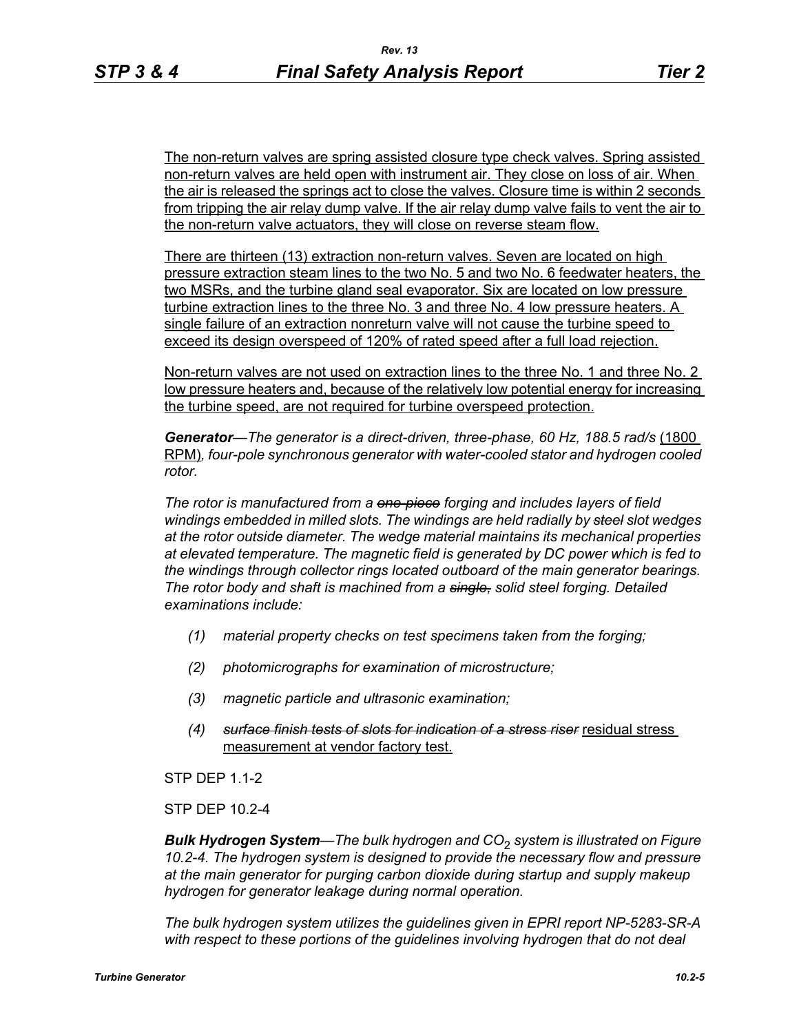The non-return valves are spring assisted closure type check valves. Spring assisted non-return valves are held open with instrument air. They close on loss of air. When the air is released the springs act to close the valves. Closure time is within 2 seconds from tripping the air relay dump valve. If the air relay dump valve fails to vent the air to the non-return valve actuators, they will close on reverse steam flow.

There are thirteen (13) extraction non-return valves. Seven are located on high pressure extraction steam lines to the two No. 5 and two No. 6 feedwater heaters, the two MSRs, and the turbine gland seal evaporator. Six are located on low pressure turbine extraction lines to the three No. 3 and three No. 4 low pressure heaters. A single failure of an extraction nonreturn valve will not cause the turbine speed to exceed its design overspeed of 120% of rated speed after a full load rejection.

Non-return valves are not used on extraction lines to the three No. 1 and three No. 2 low pressure heaters and, because of the relatively low potential energy for increasing the turbine speed, are not required for turbine overspeed protection.

***Generator****—The generator is a direct-driven, three-phase, 60 Hz, 188.5 rad/s* (1800 RPM)*, four-pole synchronous generator with water-cooled stator and hydrogen cooled rotor.*

*The rotor is manufactured from a ~~one-piece~~ forging and includes layers of field windings embedded in milled slots. The windings are held radially by ~~steel~~ slot wedges at the rotor outside diameter. The wedge material maintains its mechanical properties at elevated temperature. The magnetic field is generated by DC power which is fed to the windings through collector rings located outboard of the main generator bearings. The rotor body and shaft is machined from a ~~single,~~ solid steel forging. Detailed examinations include:*

*(1) material property checks on test specimens taken from the forging;*

*(2) photomicrographs for examination of microstructure;*

*(3) magnetic particle and ultrasonic examination;*

*(4) ~~surface finish tests of slots for indication of a stress riser~~* residual stress measurement at vendor factory test.

STP DEP 1.1-2

STP DEP 10.2-4

***Bulk Hydrogen System****—The bulk hydrogen and $CO_2$ system is illustrated on Figure 10.2-4. The hydrogen system is designed to provide the necessary flow and pressure at the main generator for purging carbon dioxide during startup and supply makeup hydrogen for generator leakage during normal operation.*

*The bulk hydrogen system utilizes the guidelines given in EPRI report NP-5283-SR-A with respect to these portions of the guidelines involving hydrogen that do not deal*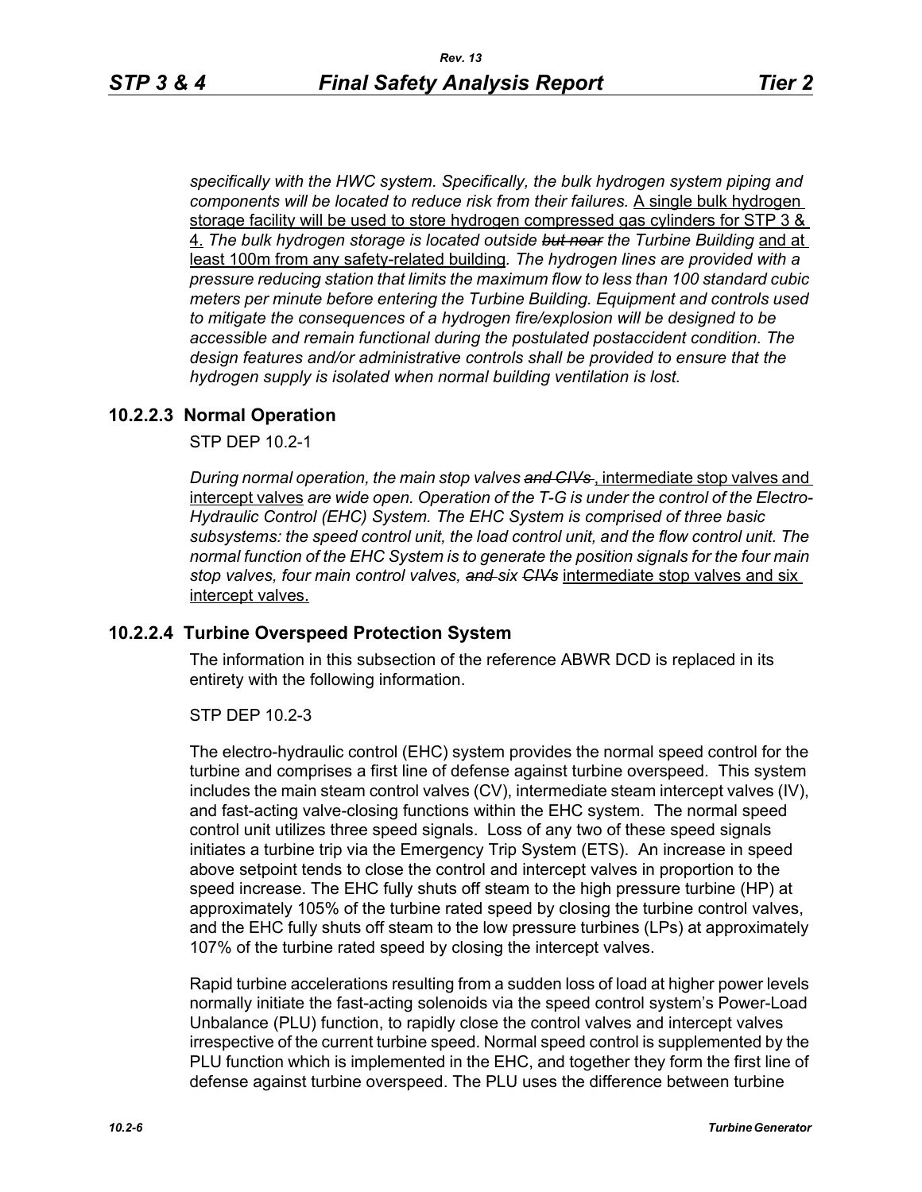*specifically with the HWC system. Specifically, the bulk hydrogen system piping and components will be located to reduce risk from their failures.* A single bulk hydrogen storage facility will be used to store hydrogen compressed gas cylinders for STP 3 & 4. *The bulk hydrogen storage is located outside ~~but near~~ the Turbine Building* and at least 100m from any safety-related building. *The hydrogen lines are provided with a pressure reducing station that limits the maximum flow to less than 100 standard cubic meters per minute before entering the Turbine Building. Equipment and controls used to mitigate the consequences of a hydrogen fire/explosion will be designed to be accessible and remain functional during the postulated postaccident condition. The design features and/or administrative controls shall be provided to ensure that the hydrogen supply is isolated when normal building ventilation is lost.*

### 10.2.2.3 Normal Operation

STP DEP 10.2-1

*During normal operation, the main stop valves ~~and CIVs~~* , intermediate stop valves and intercept valves *are wide open. Operation of the T-G is under the control of the Electro-Hydraulic Control (EHC) System. The EHC System is comprised of three basic subsystems: the speed control unit, the load control unit, and the flow control unit. The normal function of the EHC System is to generate the position signals for the four main stop valves, four main control valves, ~~and~~ six ~~CIVs~~* intermediate stop valves and six intercept valves.

### 10.2.2.4 Turbine Overspeed Protection System

The information in this subsection of the reference ABWR DCD is replaced in its entirety with the following information.

STP DEP 10.2-3

The electro-hydraulic control (EHC) system provides the normal speed control for the turbine and comprises a first line of defense against turbine overspeed. This system includes the main steam control valves (CV), intermediate steam intercept valves (IV), and fast-acting valve-closing functions within the EHC system. The normal speed control unit utilizes three speed signals. Loss of any two of these speed signals initiates a turbine trip via the Emergency Trip System (ETS). An increase in speed above setpoint tends to close the control and intercept valves in proportion to the speed increase. The EHC fully shuts off steam to the high pressure turbine (HP) at approximately 105% of the turbine rated speed by closing the turbine control valves, and the EHC fully shuts off steam to the low pressure turbines (LPs) at approximately 107% of the turbine rated speed by closing the intercept valves.

Rapid turbine accelerations resulting from a sudden loss of load at higher power levels normally initiate the fast-acting solenoids via the speed control system's Power-Load Unbalance (PLU) function, to rapidly close the control valves and intercept valves irrespective of the current turbine speed. Normal speed control is supplemented by the PLU function which is implemented in the EHC, and together they form the first line of defense against turbine overspeed. The PLU uses the difference between turbine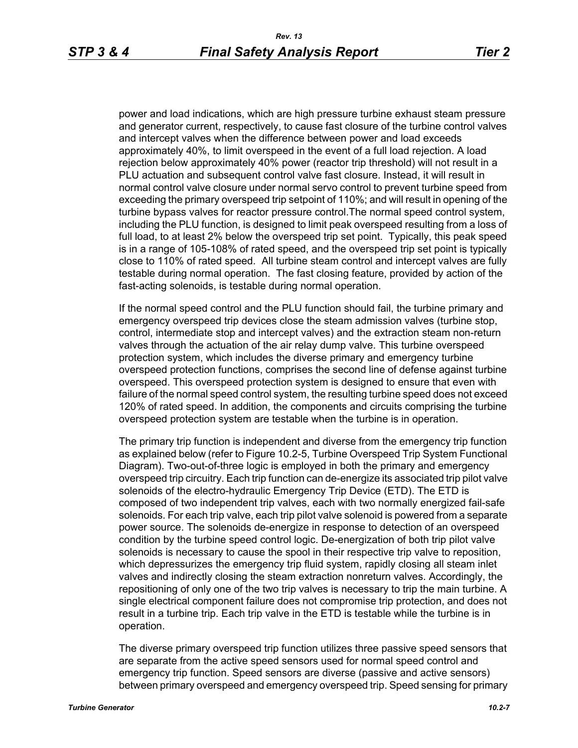power and load indications, which are high pressure turbine exhaust steam pressure and generator current, respectively, to cause fast closure of the turbine control valves and intercept valves when the difference between power and load exceeds approximately 40%, to limit overspeed in the event of a full load rejection. A load rejection below approximately 40% power (reactor trip threshold) will not result in a PLU actuation and subsequent control valve fast closure. Instead, it will result in normal control valve closure under normal servo control to prevent turbine speed from exceeding the primary overspeed trip setpoint of 110%; and will result in opening of the turbine bypass valves for reactor pressure control.The normal speed control system, including the PLU function, is designed to limit peak overspeed resulting from a loss of full load, to at least 2% below the overspeed trip set point. Typically, this peak speed is in a range of 105-108% of rated speed, and the overspeed trip set point is typically close to 110% of rated speed. All turbine steam control and intercept valves are fully testable during normal operation. The fast closing feature, provided by action of the fast-acting solenoids, is testable during normal operation.

If the normal speed control and the PLU function should fail, the turbine primary and emergency overspeed trip devices close the steam admission valves (turbine stop, control, intermediate stop and intercept valves) and the extraction steam non-return valves through the actuation of the air relay dump valve. This turbine overspeed protection system, which includes the diverse primary and emergency turbine overspeed protection functions, comprises the second line of defense against turbine overspeed. This overspeed protection system is designed to ensure that even with failure of the normal speed control system, the resulting turbine speed does not exceed 120% of rated speed. In addition, the components and circuits comprising the turbine overspeed protection system are testable when the turbine is in operation.

The primary trip function is independent and diverse from the emergency trip function as explained below (refer to Figure 10.2-5, Turbine Overspeed Trip System Functional Diagram). Two-out-of-three logic is employed in both the primary and emergency overspeed trip circuitry. Each trip function can de-energize its associated trip pilot valve solenoids of the electro-hydraulic Emergency Trip Device (ETD). The ETD is composed of two independent trip valves, each with two normally energized fail-safe solenoids. For each trip valve, each trip pilot valve solenoid is powered from a separate power source. The solenoids de-energize in response to detection of an overspeed condition by the turbine speed control logic. De-energization of both trip pilot valve solenoids is necessary to cause the spool in their respective trip valve to reposition, which depressurizes the emergency trip fluid system, rapidly closing all steam inlet valves and indirectly closing the steam extraction nonreturn valves. Accordingly, the repositioning of only one of the two trip valves is necessary to trip the main turbine. A single electrical component failure does not compromise trip protection, and does not result in a turbine trip. Each trip valve in the ETD is testable while the turbine is in operation.

The diverse primary overspeed trip function utilizes three passive speed sensors that are separate from the active speed sensors used for normal speed control and emergency trip function. Speed sensors are diverse (passive and active sensors) between primary overspeed and emergency overspeed trip. Speed sensing for primary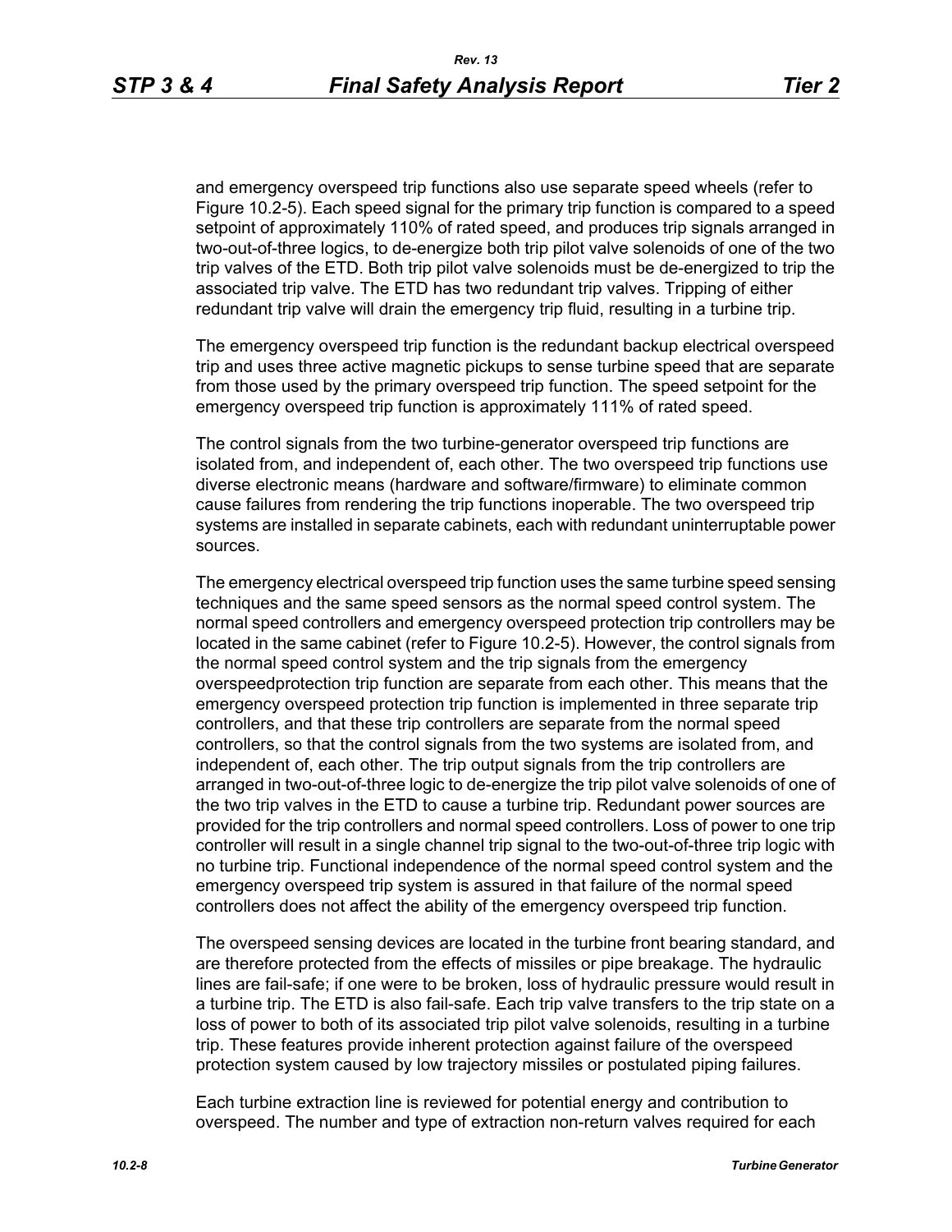and emergency overspeed trip functions also use separate speed wheels (refer to Figure 10.2-5). Each speed signal for the primary trip function is compared to a speed setpoint of approximately 110% of rated speed, and produces trip signals arranged in two-out-of-three logics, to de-energize both trip pilot valve solenoids of one of the two trip valves of the ETD. Both trip pilot valve solenoids must be de-energized to trip the associated trip valve. The ETD has two redundant trip valves. Tripping of either redundant trip valve will drain the emergency trip fluid, resulting in a turbine trip.

The emergency overspeed trip function is the redundant backup electrical overspeed trip and uses three active magnetic pickups to sense turbine speed that are separate from those used by the primary overspeed trip function. The speed setpoint for the emergency overspeed trip function is approximately 111% of rated speed.

The control signals from the two turbine-generator overspeed trip functions are isolated from, and independent of, each other. The two overspeed trip functions use diverse electronic means (hardware and software/firmware) to eliminate common cause failures from rendering the trip functions inoperable. The two overspeed trip systems are installed in separate cabinets, each with redundant uninterruptable power sources.

The emergency electrical overspeed trip function uses the same turbine speed sensing techniques and the same speed sensors as the normal speed control system. The normal speed controllers and emergency overspeed protection trip controllers may be located in the same cabinet (refer to Figure 10.2-5). However, the control signals from the normal speed control system and the trip signals from the emergency overspeedprotection trip function are separate from each other. This means that the emergency overspeed protection trip function is implemented in three separate trip controllers, and that these trip controllers are separate from the normal speed controllers, so that the control signals from the two systems are isolated from, and independent of, each other. The trip output signals from the trip controllers are arranged in two-out-of-three logic to de-energize the trip pilot valve solenoids of one of the two trip valves in the ETD to cause a turbine trip. Redundant power sources are provided for the trip controllers and normal speed controllers. Loss of power to one trip controller will result in a single channel trip signal to the two-out-of-three trip logic with no turbine trip. Functional independence of the normal speed control system and the emergency overspeed trip system is assured in that failure of the normal speed controllers does not affect the ability of the emergency overspeed trip function.

The overspeed sensing devices are located in the turbine front bearing standard, and are therefore protected from the effects of missiles or pipe breakage. The hydraulic lines are fail-safe; if one were to be broken, loss of hydraulic pressure would result in a turbine trip. The ETD is also fail-safe. Each trip valve transfers to the trip state on a loss of power to both of its associated trip pilot valve solenoids, resulting in a turbine trip. These features provide inherent protection against failure of the overspeed protection system caused by low trajectory missiles or postulated piping failures.

Each turbine extraction line is reviewed for potential energy and contribution to overspeed. The number and type of extraction non-return valves required for each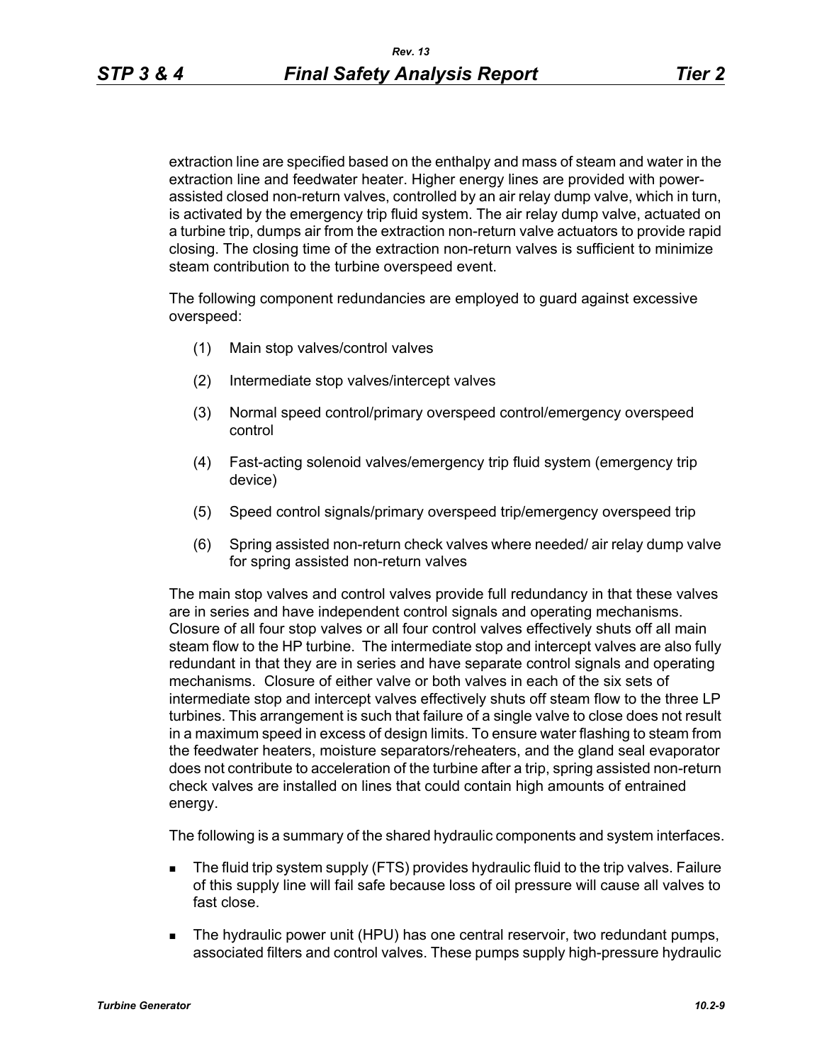extraction line are specified based on the enthalpy and mass of steam and water in the extraction line and feedwater heater. Higher energy lines are provided with power-assisted closed non-return valves, controlled by an air relay dump valve, which in turn, is activated by the emergency trip fluid system. The air relay dump valve, actuated on a turbine trip, dumps air from the extraction non-return valve actuators to provide rapid closing. The closing time of the extraction non-return valves is sufficient to minimize steam contribution to the turbine overspeed event.

The following component redundancies are employed to guard against excessive overspeed:

(1) Main stop valves/control valves

(2) Intermediate stop valves/intercept valves

(3) Normal speed control/primary overspeed control/emergency overspeed control

(4) Fast-acting solenoid valves/emergency trip fluid system (emergency trip device)

(5) Speed control signals/primary overspeed trip/emergency overspeed trip

(6) Spring assisted non-return check valves where needed/ air relay dump valve for spring assisted non-return valves

The main stop valves and control valves provide full redundancy in that these valves are in series and have independent control signals and operating mechanisms. Closure of all four stop valves or all four control valves effectively shuts off all main steam flow to the HP turbine. The intermediate stop and intercept valves are also fully redundant in that they are in series and have separate control signals and operating mechanisms. Closure of either valve or both valves in each of the six sets of intermediate stop and intercept valves effectively shuts off steam flow to the three LP turbines. This arrangement is such that failure of a single valve to close does not result in a maximum speed in excess of design limits. To ensure water flashing to steam from the feedwater heaters, moisture separators/reheaters, and the gland seal evaporator does not contribute to acceleration of the turbine after a trip, spring assisted non-return check valves are installed on lines that could contain high amounts of entrained energy.

The following is a summary of the shared hydraulic components and system interfaces.

- The fluid trip system supply (FTS) provides hydraulic fluid to the trip valves. Failure of this supply line will fail safe because loss of oil pressure will cause all valves to fast close.
- The hydraulic power unit (HPU) has one central reservoir, two redundant pumps, associated filters and control valves. These pumps supply high-pressure hydraulic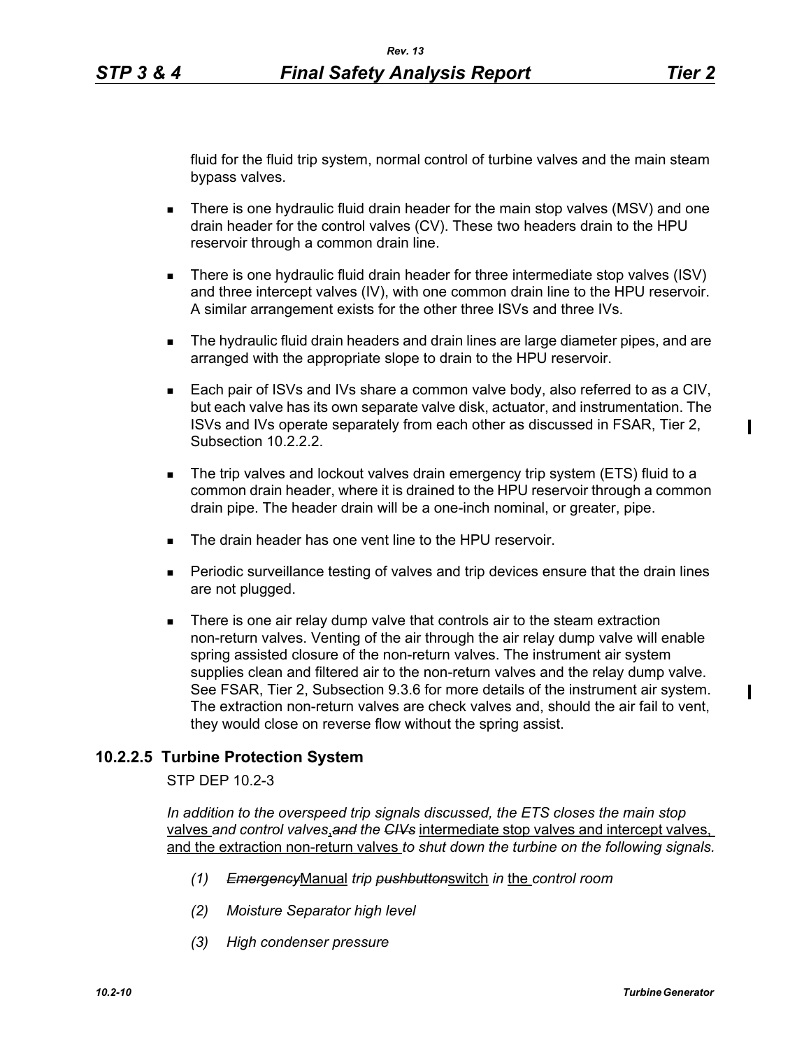fluid for the fluid trip system, normal control of turbine valves and the main steam bypass valves.

- There is one hydraulic fluid drain header for the main stop valves (MSV) and one drain header for the control valves (CV). These two headers drain to the HPU reservoir through a common drain line.
- There is one hydraulic fluid drain header for three intermediate stop valves (ISV) and three intercept valves (IV), with one common drain line to the HPU reservoir. A similar arrangement exists for the other three ISVs and three IVs.
- The hydraulic fluid drain headers and drain lines are large diameter pipes, and are arranged with the appropriate slope to drain to the HPU reservoir.
- Each pair of ISVs and IVs share a common valve body, also referred to as a CIV, but each valve has its own separate valve disk, actuator, and instrumentation. The ISVs and IVs operate separately from each other as discussed in FSAR, Tier 2, Subsection 10.2.2.2.
- The trip valves and lockout valves drain emergency trip system (ETS) fluid to a common drain header, where it is drained to the HPU reservoir through a common drain pipe. The header drain will be a one-inch nominal, or greater, pipe.
- The drain header has one vent line to the HPU reservoir.
- Periodic surveillance testing of valves and trip devices ensure that the drain lines are not plugged.
- There is one air relay dump valve that controls air to the steam extraction non-return valves. Venting of the air through the air relay dump valve will enable spring assisted closure of the non-return valves. The instrument air system supplies clean and filtered air to the non-return valves and the relay dump valve. See FSAR, Tier 2, Subsection 9.3.6 for more details of the instrument air system. The extraction non-return valves are check valves and, should the air fail to vent, they would close on reverse flow without the spring assist.

### 10.2.2.5 Turbine Protection System

STP DEP 10.2-3

*In addition to the overspeed trip signals discussed, the ETS closes the main stop* valves *and control valves*, ~~*and*~~ *the* ~~*CIVs*~~ intermediate stop valves and intercept valves, and the extraction non-return valves *to shut down the turbine on the following signals.*

*(1)* ~~*Emergency*~~Manual *trip* ~~*pushbutton*~~switch *in* the *control room*

*(2) Moisture Separator high level*

*(3) High condenser pressure*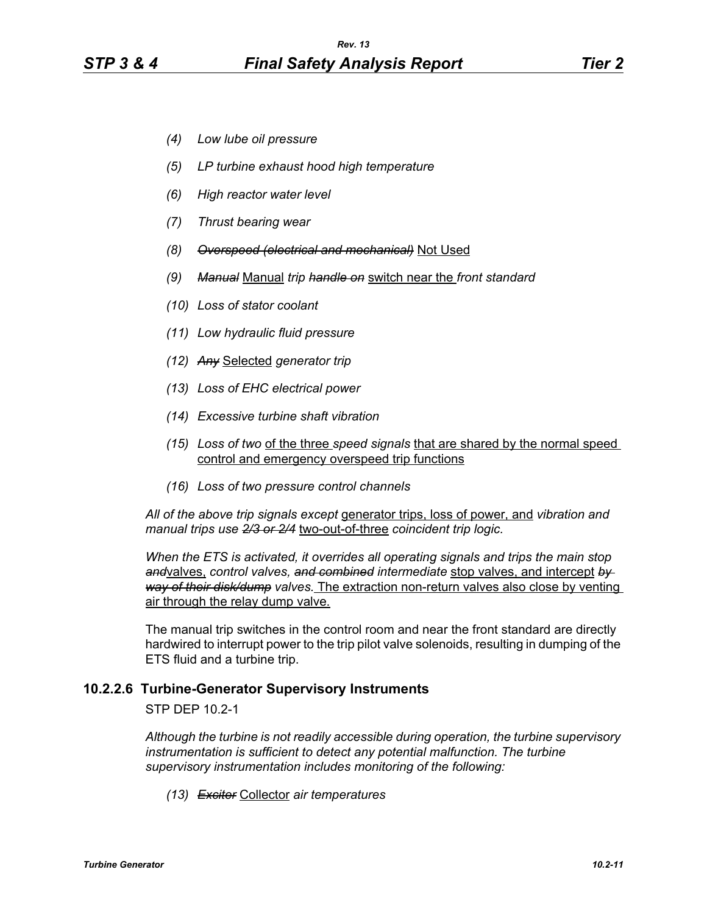*(4) Low lube oil pressure*

*(5) LP turbine exhaust hood high temperature*

*(6) High reactor water level*

*(7) Thrust bearing wear*

*(8)* ~~*Overspeed (electrical and mechanical)*~~ <u>Not Used</u>

*(9)* ~~*Manual*~~ <u>Manual</u> *trip* ~~*handle on*~~ <u>switch near the</u> *front standard*

*(10) Loss of stator coolant*

*(11) Low hydraulic fluid pressure*

*(12)* ~~*Any*~~ <u>Selected</u> *generator trip*

*(13) Loss of EHC electrical power*

*(14) Excessive turbine shaft vibration*

*(15) Loss of two* <u>of the three</u> *speed signals* <u>that are shared by the normal speed control and emergency overspeed trip functions</u>

*(16) Loss of two pressure control channels*

*All of the above trip signals except* <u>generator trips, loss of power, and</u> *vibration and manual trips use* ~~*2/3 or 2/4*~~ <u>two-out-of-three</u> *coincident trip logic.*

*When the ETS is activated, it overrides all operating signals and trips the main stop* ~~*and*~~<u>valves,</u> *control valves,* ~~*and combined*~~ *intermediate* <u>stop valves, and intercept</u> ~~*by way of their disk/dump*~~ *valves.* <u>The extraction non-return valves also close by venting air through the relay dump valve.</u>

The manual trip switches in the control room and near the front standard are directly hardwired to interrupt power to the trip pilot valve solenoids, resulting in dumping of the ETS fluid and a turbine trip.

### 10.2.2.6 Turbine-Generator Supervisory Instruments

STP DEP 10.2-1

*Although the turbine is not readily accessible during operation, the turbine supervisory instrumentation is sufficient to detect any potential malfunction. The turbine supervisory instrumentation includes monitoring of the following:*

*(13)* ~~*Exciter*~~ <u>Collector</u> *air temperatures*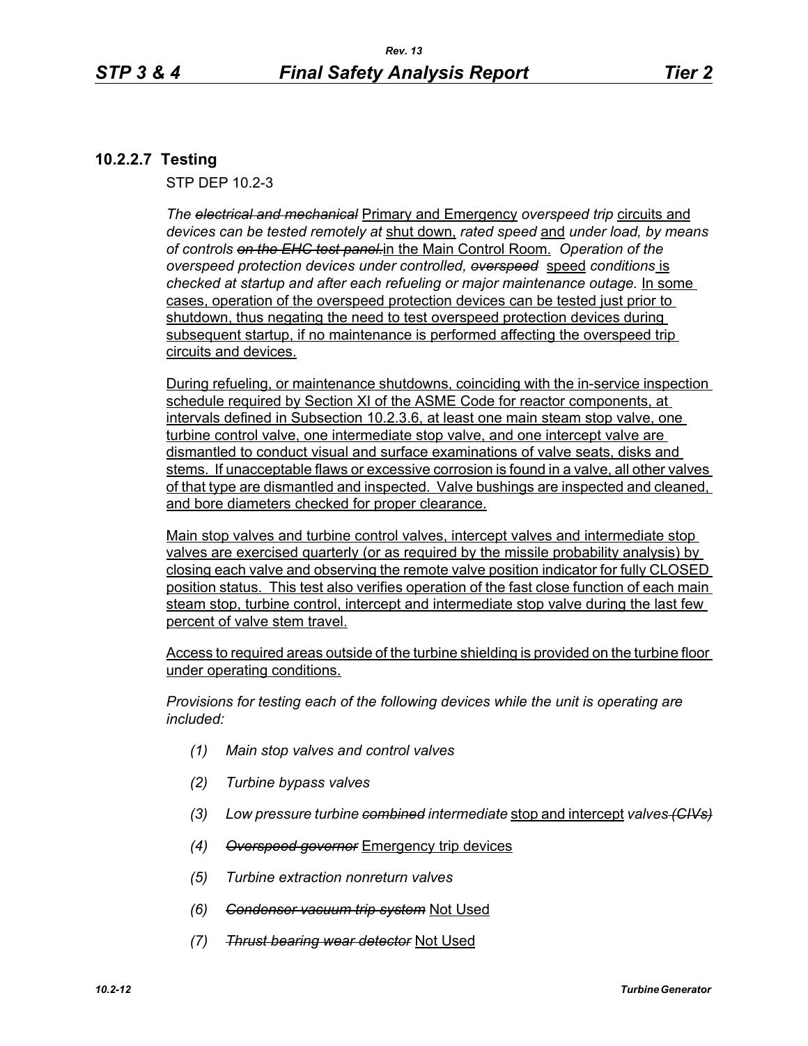### 10.2.2.7 Testing

STP DEP 10.2-3

*The ~~electrical and mechanical~~* Primary and Emergency *overspeed trip* circuits and *devices can be tested remotely at* shut down, *rated speed* and *under load, by means of controls ~~on the EHC test panel.~~*in the Main Control Room. *Operation of the overspeed protection devices under controlled, ~~overspeed~~* speed *conditions* is *checked at startup and after each refueling or major maintenance outage.* In some cases, operation of the overspeed protection devices can be tested just prior to shutdown, thus negating the need to test overspeed protection devices during subsequent startup, if no maintenance is performed affecting the overspeed trip circuits and devices.

During refueling, or maintenance shutdowns, coinciding with the in-service inspection schedule required by Section XI of the ASME Code for reactor components, at intervals defined in Subsection 10.2.3.6, at least one main steam stop valve, one turbine control valve, one intermediate stop valve, and one intercept valve are dismantled to conduct visual and surface examinations of valve seats, disks and stems. If unacceptable flaws or excessive corrosion is found in a valve, all other valves of that type are dismantled and inspected. Valve bushings are inspected and cleaned, and bore diameters checked for proper clearance.

Main stop valves and turbine control valves, intercept valves and intermediate stop valves are exercised quarterly (or as required by the missile probability analysis) by closing each valve and observing the remote valve position indicator for fully CLOSED position status. This test also verifies operation of the fast close function of each main steam stop, turbine control, intercept and intermediate stop valve during the last few percent of valve stem travel.

Access to required areas outside of the turbine shielding is provided on the turbine floor under operating conditions.

*Provisions for testing each of the following devices while the unit is operating are included:*

1. *Main stop valves and control valves*
2. *Turbine bypass valves*
3. *Low pressure turbine ~~combined~~ intermediate* stop and intercept *valves ~~(CIVs)~~*
4. *~~Overspeed governor~~* Emergency trip devices
5. *Turbine extraction nonreturn valves*
6. *~~Condenser vacuum trip system~~* Not Used
7. *~~Thrust bearing wear detector~~* Not Used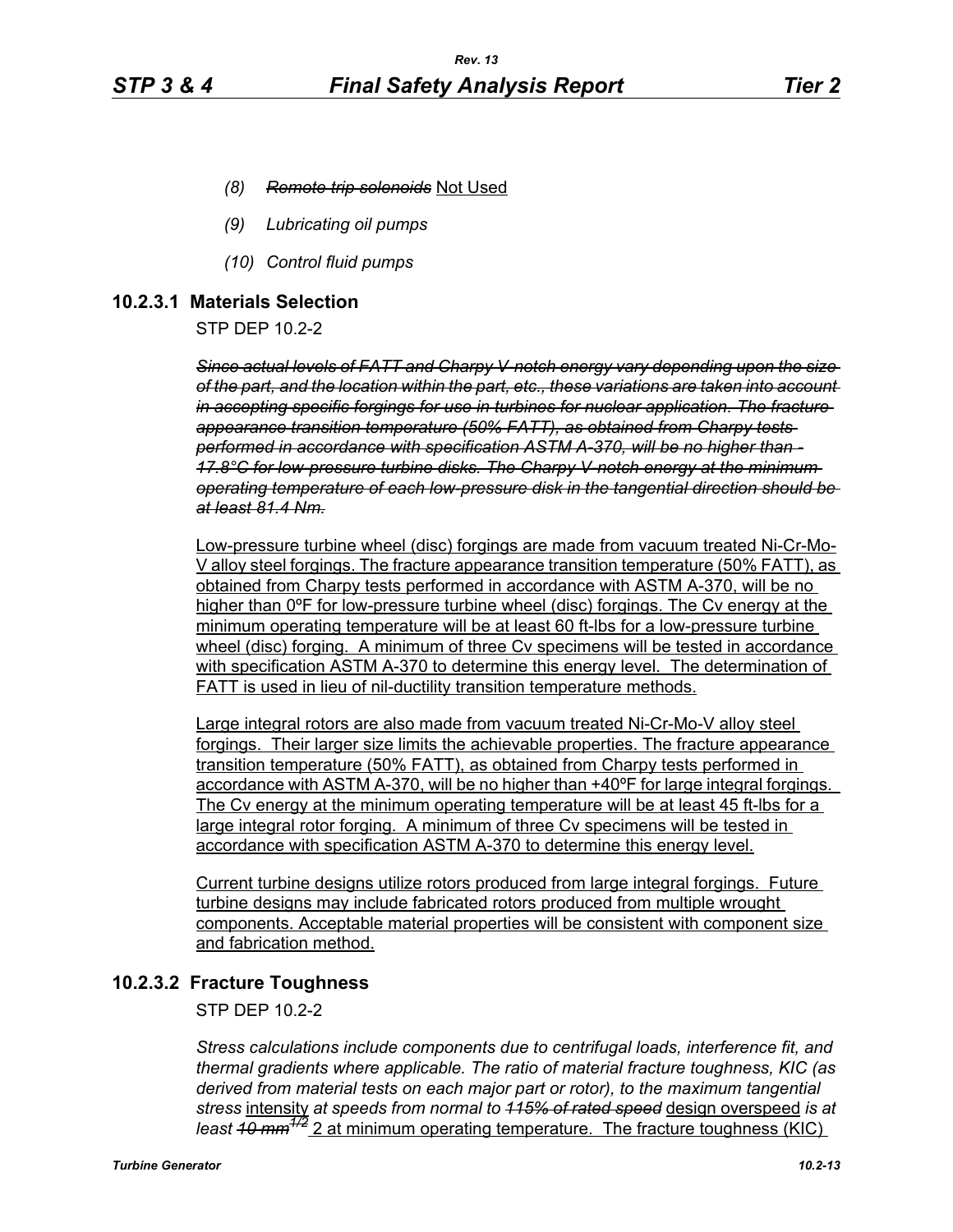*(8) ~~Remote trip solenoids~~* Not Used

*(9) Lubricating oil pumps*

*(10) Control fluid pumps*

### 10.2.3.1 Materials Selection

STP DEP 10.2-2

*~~Since actual levels of FATT and Charpy V-notch energy vary depending upon the size of the part, and the location within the part, etc., these variations are taken into account in accepting specific forgings for use in turbines for nuclear application. The fracture appearance transition temperature (50% FATT), as obtained from Charpy tests performed in accordance with specification ASTM A-370, will be no higher than -17.8°C for low-pressure turbine disks. The Charpy V-notch energy at the minimum operating temperature of each low-pressure disk in the tangential direction should be at least 81.4 Nm.~~*

<u>Low-pressure turbine wheel (disc) forgings are made from vacuum treated Ni-Cr-Mo-V alloy steel forgings. The fracture appearance transition temperature (50% FATT), as obtained from Charpy tests performed in accordance with ASTM A-370, will be no higher than 0ºF for low-pressure turbine wheel (disc) forgings. The Cv energy at the minimum operating temperature will be at least 60 ft-lbs for a low-pressure turbine wheel (disc) forging. A minimum of three Cv specimens will be tested in accordance with specification ASTM A-370 to determine this energy level. The determination of FATT is used in lieu of nil-ductility transition temperature methods.</u>

<u>Large integral rotors are also made from vacuum treated Ni-Cr-Mo-V alloy steel forgings. Their larger size limits the achievable properties. The fracture appearance transition temperature (50% FATT), as obtained from Charpy tests performed in accordance with ASTM A-370, will be no higher than +40ºF for large integral forgings. The Cv energy at the minimum operating temperature will be at least 45 ft-lbs for a large integral rotor forging. A minimum of three Cv specimens will be tested in accordance with specification ASTM A-370 to determine this energy level.</u>

<u>Current turbine designs utilize rotors produced from large integral forgings. Future turbine designs may include fabricated rotors produced from multiple wrought components. Acceptable material properties will be consistent with component size and fabrication method.</u>

### 10.2.3.2 Fracture Toughness

STP DEP 10.2-2

*Stress calculations include components due to centrifugal loads, interference fit, and thermal gradients where applicable. The ratio of material fracture toughness, KIC (as derived from material tests on each major part or rotor), to the maximum tangential stress* <u>intensity</u> *at speeds from normal to ~~115% of rated speed~~* <u>design overspeed</u> *is at least ~~10 mm$^{1/2}$~~* <u>2 at minimum operating temperature. The fracture toughness (KIC)</u>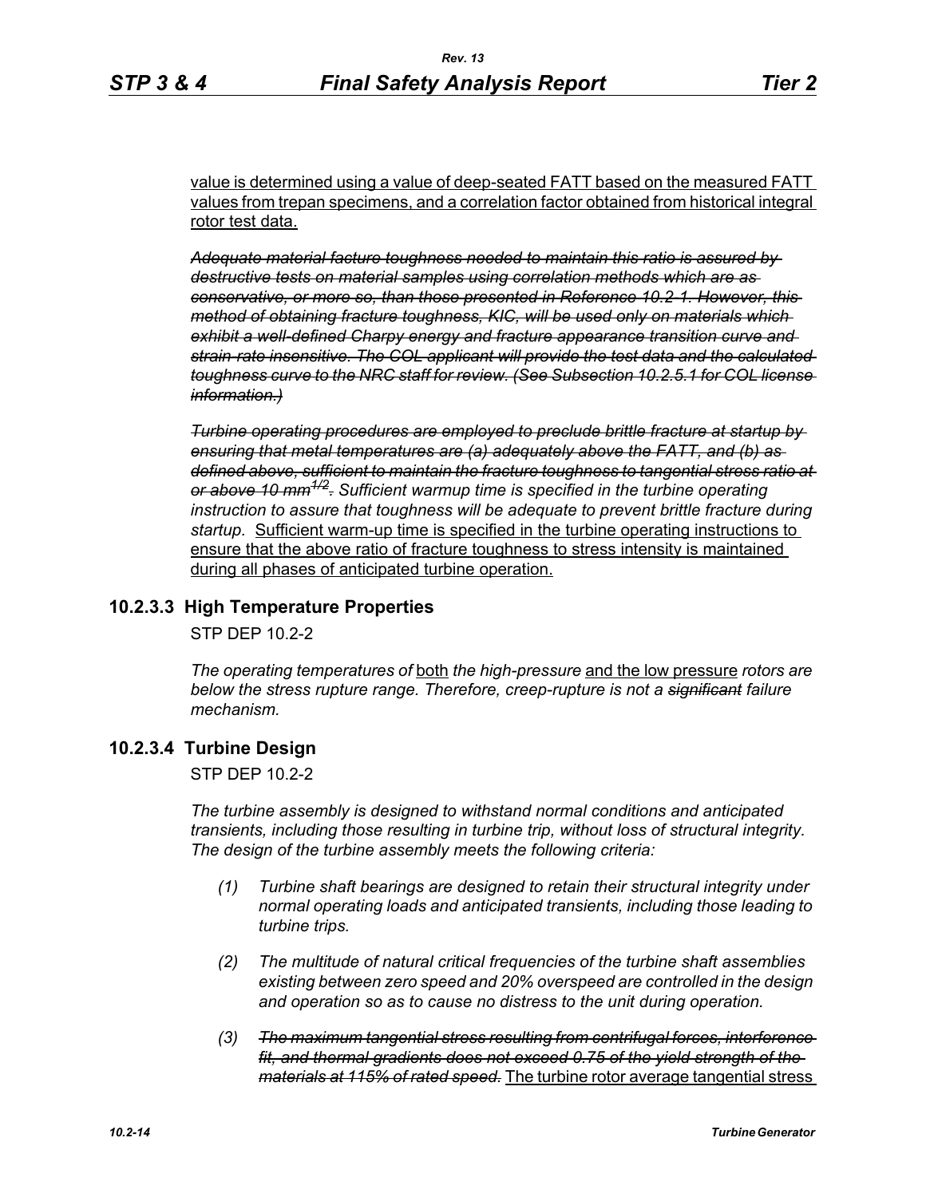value is determined using a value of deep-seated FATT based on the measured FATT values from trepan specimens, and a correlation factor obtained from historical integral rotor test data.

~~*Adequate material facture toughness needed to maintain this ratio is assured by destructive tests on material samples using correlation methods which are as conservative, or more so, than those presented in Reference 10.2-1. However, this method of obtaining fracture toughness, KIC, will be used only on materials which exhibit a well-defined Charpy energy and fracture appearance transition curve and strain-rate insensitive. The COL applicant will provide the test data and the calculated toughness curve to the NRC staff for review. (See Subsection 10.2.5.1 for COL license information.)*~~

~~*Turbine operating procedures are employed to preclude brittle fracture at startup by ensuring that metal temperatures are (a) adequately above the FATT, and (b) as defined above, sufficient to maintain the fracture toughness to tangential stress ratio at or above 10 mm$^{1/2}$.*~~ *Sufficient warmup time is specified in the turbine operating instruction to assure that toughness will be adequate to prevent brittle fracture during startup.* Sufficient warm-up time is specified in the turbine operating instructions to ensure that the above ratio of fracture toughness to stress intensity is maintained during all phases of anticipated turbine operation.

### 10.2.3.3 High Temperature Properties

STP DEP 10.2-2

*The operating temperatures of* both *the high-pressure* and the low pressure *rotors are below the stress rupture range. Therefore, creep-rupture is not a* ~~*significant*~~ *failure mechanism.*

### 10.2.3.4 Turbine Design

STP DEP 10.2-2

*The turbine assembly is designed to withstand normal conditions and anticipated transients, including those resulting in turbine trip, without loss of structural integrity. The design of the turbine assembly meets the following criteria:*

*(1) Turbine shaft bearings are designed to retain their structural integrity under normal operating loads and anticipated transients, including those leading to turbine trips.*

*(2) The multitude of natural critical frequencies of the turbine shaft assemblies existing between zero speed and 20% overspeed are controlled in the design and operation so as to cause no distress to the unit during operation.*

*(3)* ~~*The maximum tangential stress resulting from centrifugal forces, interference fit, and thermal gradients does not exceed 0.75 of the yield strength of the materials at 115% of rated speed.*~~ The turbine rotor average tangential stress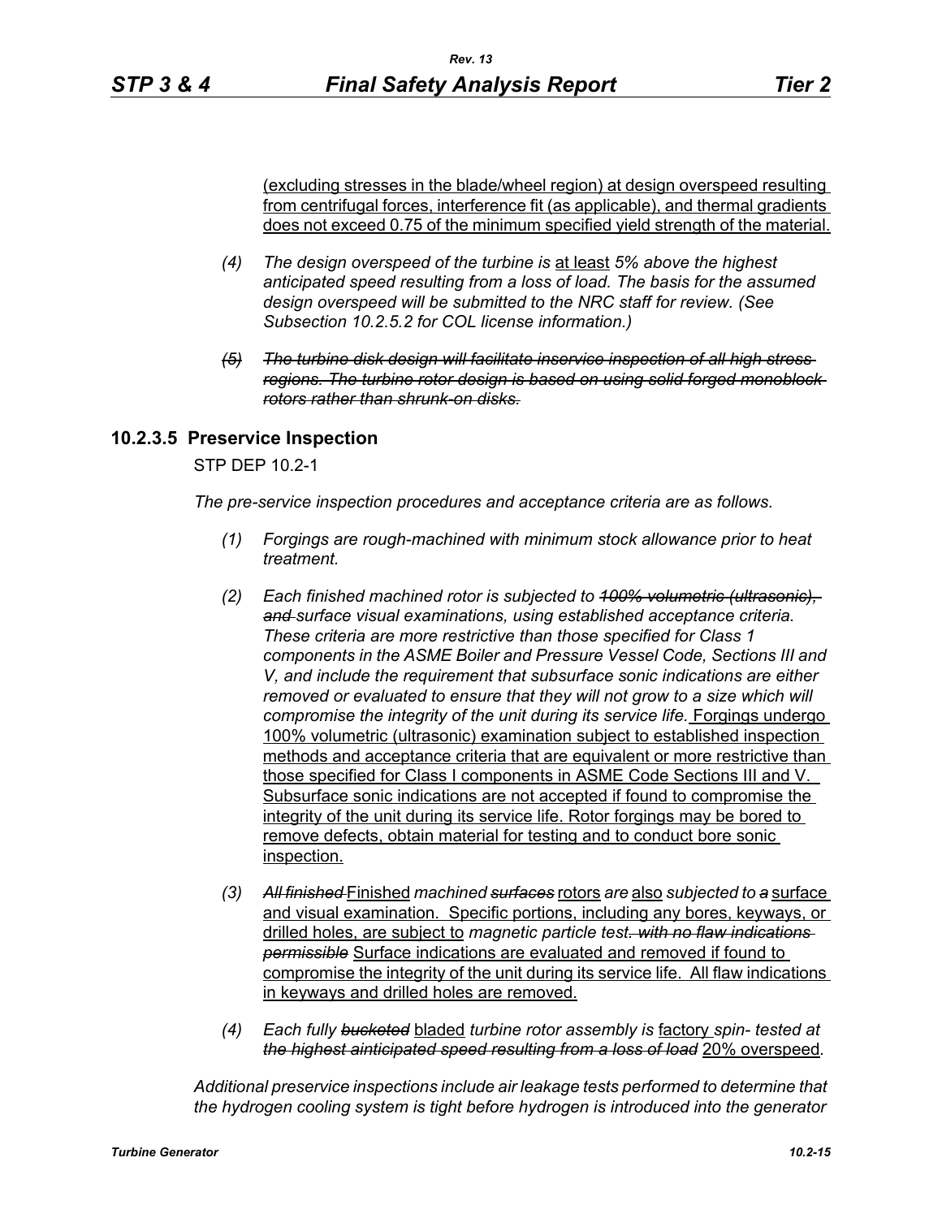(excluding stresses in the blade/wheel region) at design overspeed resulting from centrifugal forces, interference fit (as applicable), and thermal gradients does not exceed 0.75 of the minimum specified yield strength of the material.

(4) *The design overspeed of the turbine is* at least *5% above the highest anticipated speed resulting from a loss of load. The basis for the assumed design overspeed will be submitted to the NRC staff for review. (See Subsection 10.2.5.2 for COL license information.)*

~~*(5) The turbine disk design will facilitate inservice inspection of all high stress regions. The turbine rotor design is based on using solid forged monoblock rotors rather than shrunk-on disks.*~~

### 10.2.3.5 Preservice Inspection

STP DEP 10.2-1

*The pre-service inspection procedures and acceptance criteria are as follows.*

(1) *Forgings are rough-machined with minimum stock allowance prior to heat treatment.*

(2) *Each finished machined rotor is subjected to ~~100% volumetric (ultrasonic), and~~ surface visual examinations, using established acceptance criteria. These criteria are more restrictive than those specified for Class 1 components in the ASME Boiler and Pressure Vessel Code, Sections III and V, and include the requirement that subsurface sonic indications are either removed or evaluated to ensure that they will not grow to a size which will compromise the integrity of the unit during its service life.* Forgings undergo 100% volumetric (ultrasonic) examination subject to established inspection methods and acceptance criteria that are equivalent or more restrictive than those specified for Class I components in ASME Code Sections III and V. Subsurface sonic indications are not accepted if found to compromise the integrity of the unit during its service life. Rotor forgings may be bored to remove defects, obtain material for testing and to conduct bore sonic inspection.

(3) ~~*All finished*~~ Finished *machined ~~surfaces~~* rotors *are* also *subjected to ~~a~~* surface and visual examination. Specific portions, including any bores, keyways, or drilled holes, are subject to *magnetic particle test~~. with no flaw indications permissible~~* Surface indications are evaluated and removed if found to compromise the integrity of the unit during its service life. All flaw indications in keyways and drilled holes are removed.

(4) *Each fully ~~bucketed~~* bladed *turbine rotor assembly is* factory *spin- tested at ~~the highest aincticipated speed resulting from a loss of load~~* 20% overspeed.

*Additional preservice inspections include air leakage tests performed to determine that the hydrogen cooling system is tight before hydrogen is introduced into the generator*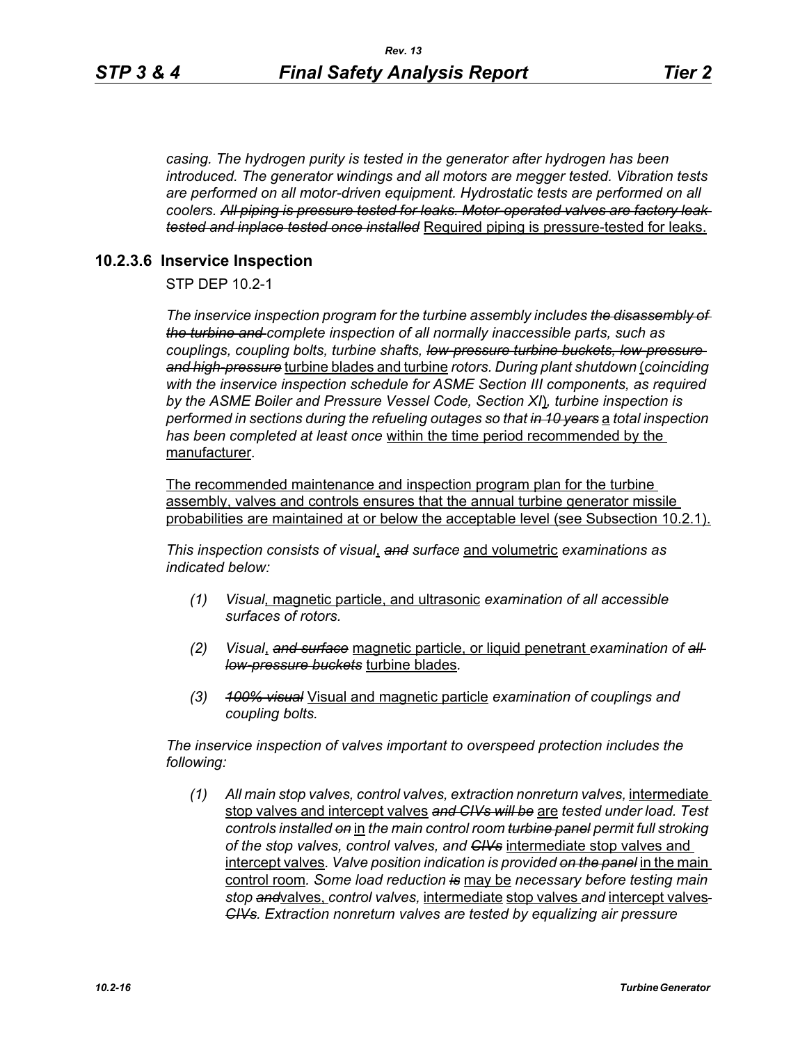*casing. The hydrogen purity is tested in the generator after hydrogen has been introduced. The generator windings and all motors are megger tested. Vibration tests are performed on all motor-driven equipment. Hydrostatic tests are performed on all coolers.* ~~*All piping is pressure tested for leaks. Motor-operated valves are factory leak tested and inplace tested once installed*~~ Required piping is pressure-tested for leaks.

### 10.2.3.6 Inservice Inspection

STP DEP 10.2-1

*The inservice inspection program for the turbine assembly includes* ~~*the disassembly of the turbine and*~~ *complete inspection of all normally inaccessible parts, such as couplings, coupling bolts, turbine shafts,* ~~*low-pressure turbine buckets, low-pressure and high-pressure*~~ turbine blades and turbine *rotors. During plant shutdown* (*coinciding with the inservice inspection schedule for ASME Section III components, as required by the ASME Boiler and Pressure Vessel Code, Section XI*)*, turbine inspection is performed in sections during the refueling outages so that* ~~*in 10 years*~~ a *total inspection has been completed at least once* within the time period recommended by the manufacturer*.*

The recommended maintenance and inspection program plan for the turbine assembly, valves and controls ensures that the annual turbine generator missile probabilities are maintained at or below the acceptable level (see Subsection 10.2.1).

*This inspection consists of visual*, ~~*and*~~ *surface* and volumetric *examinations as indicated below:*

(1) *Visual*, magnetic particle, and ultrasonic *examination of all accessible surfaces of rotors.*

(2) *Visual*, ~~*and surface*~~ magnetic particle, or liquid penetrant *examination of* ~~*all low-pressure buckets*~~ turbine blades*.*

(3) ~~*100% visual*~~ Visual and magnetic particle *examination of couplings and coupling bolts.*

*The inservice inspection of valves important to overspeed protection includes the following:*

(1) *All main stop valves, control valves, extraction nonreturn valves,* intermediate stop valves and intercept valves ~~*and CIVs will be*~~ are *tested under load. Test controls installed* ~~*on*~~ in *the main control room* ~~*turbine panel*~~ *permit full stroking of the stop valves, control valves, and* ~~*CIVs*~~ intermediate stop valves and intercept valves*. Valve position indication is provided* ~~*on the panel*~~ in the main control room*. Some load reduction* ~~*is*~~ may be *necessary before testing main stop* ~~*and*~~valves, *control valves,* intermediate stop valves *and* intercept valves ~~*CIVs*~~*. Extraction nonreturn valves are tested by equalizing air pressure*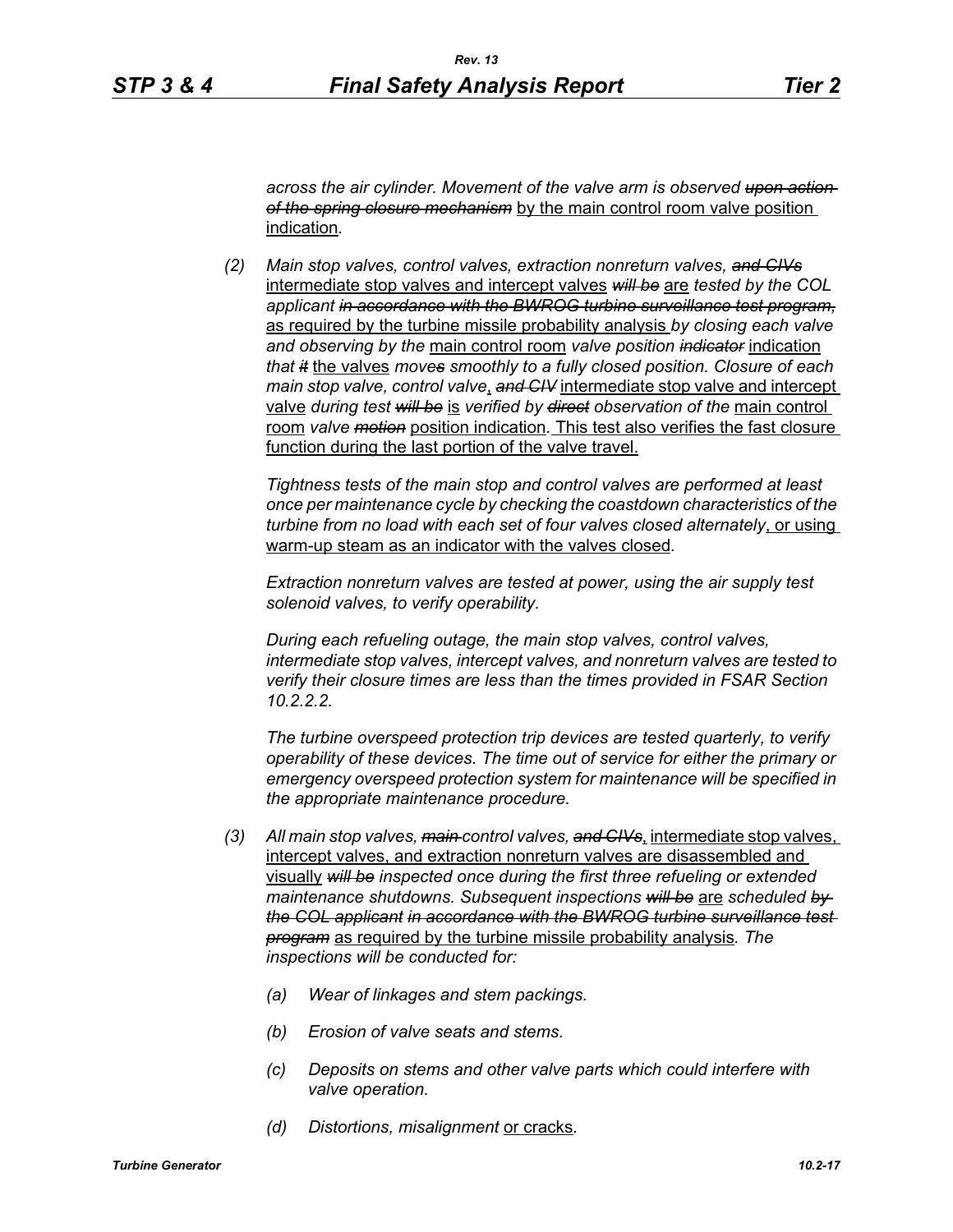*across the air cylinder. Movement of the valve arm is observed ~~upon action of the spring closure mechanism~~* by the main control room valve position indication.

*(2) Main stop valves, control valves, extraction nonreturn valves, ~~and CIVs~~* intermediate stop valves and intercept valves *~~will be~~* are *tested by the COL applicant ~~in accordance with the BWROG turbine surveillance test program,~~* as required by the turbine missile probability analysis *by closing each valve and observing by the* main control room *valve position ~~indicator~~* indication *that ~~it~~* the valves *moves smoothly to a fully closed position. Closure of each main stop valve, control valve*, *~~and CIV~~* intermediate stop valve and intercept valve *during test ~~will be~~* is *verified by ~~direct~~ observation of the* main control room *valve ~~motion~~* position indication. This test also verifies the fast closure function during the last portion of the valve travel.

*Tightness tests of the main stop and control valves are performed at least once per maintenance cycle by checking the coastdown characteristics of the turbine from no load with each set of four valves closed alternately*, or using warm-up steam as an indicator with the valves closed.

*Extraction nonreturn valves are tested at power, using the air supply test solenoid valves, to verify operability.*

*During each refueling outage, the main stop valves, control valves, intermediate stop valves, intercept valves, and nonreturn valves are tested to verify their closure times are less than the times provided in FSAR Section 10.2.2.2.*

*The turbine overspeed protection trip devices are tested quarterly, to verify operability of these devices. The time out of service for either the primary or emergency overspeed protection system for maintenance will be specified in the appropriate maintenance procedure.*

*(3) All main stop valves, ~~main~~ control valves, ~~and CIVs~~*, intermediate stop valves, intercept valves, and extraction nonreturn valves are disassembled and visually *~~will be~~ inspected once during the first three refueling or extended maintenance shutdowns. Subsequent inspections ~~will be~~* are *scheduled ~~by the COL applicant in accordance with the BWROG turbine surveillance test program~~* as required by the turbine missile probability analysis*. The inspections will be conducted for:*

*(a) Wear of linkages and stem packings.*

*(b) Erosion of valve seats and stems.*

*(c) Deposits on stems and other valve parts which could interfere with valve operation.*

*(d) Distortions, misalignment* or cracks.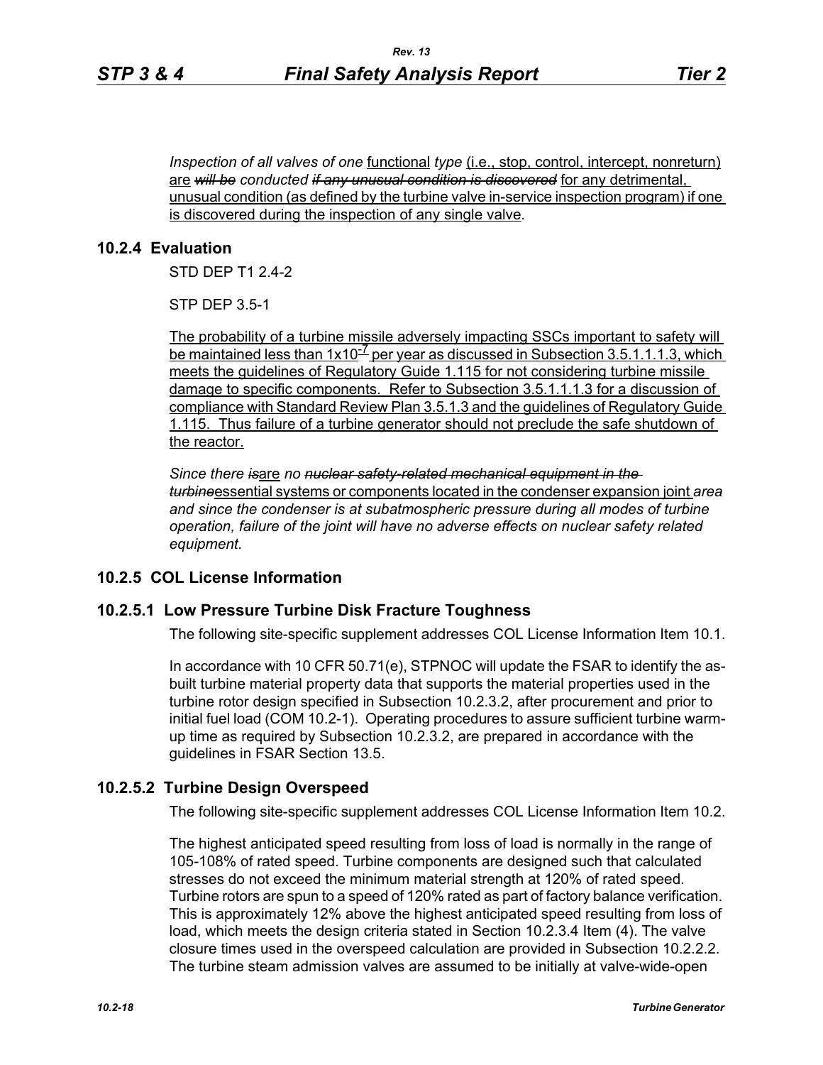*Inspection of all valves of one* functional *type* (i.e., stop, control, intercept, nonreturn) are ~~*will be*~~ *conducted* ~~*if any unusual condition is discovered*~~ for any detrimental, unusual condition (as defined by the turbine valve in-service inspection program) if one is discovered during the inspection of any single valve*.*

## 10.2.4 Evaluation

STD DEP T1 2.4-2

STP DEP 3.5-1

The probability of a turbine missile adversely impacting SSCs important to safety will be maintained less than $1x10^{-7}$ per year as discussed in Subsection 3.5.1.1.1.3, which meets the guidelines of Regulatory Guide 1.115 for not considering turbine missile damage to specific components. Refer to Subsection 3.5.1.1.1.3 for a discussion of compliance with Standard Review Plan 3.5.1.3 and the guidelines of Regulatory Guide 1.115. Thus failure of a turbine generator should not preclude the safe shutdown of the reactor.

*Since there* ~~*is*~~are *no* ~~*nuclear safety-related mechanical equipment in the turbine*~~essential systems or components located in the condenser expansion joint *area and since the condenser is at subatmospheric pressure during all modes of turbine operation, failure of the joint will have no adverse effects on nuclear safety related equipment.*

## 10.2.5 COL License Information

### 10.2.5.1 Low Pressure Turbine Disk Fracture Toughness

The following site-specific supplement addresses COL License Information Item 10.1.

In accordance with 10 CFR 50.71(e), STPNOC will update the FSAR to identify the as-built turbine material property data that supports the material properties used in the turbine rotor design specified in Subsection 10.2.3.2, after procurement and prior to initial fuel load (COM 10.2-1). Operating procedures to assure sufficient turbine warm-up time as required by Subsection 10.2.3.2, are prepared in accordance with the guidelines in FSAR Section 13.5.

### 10.2.5.2 Turbine Design Overspeed

The following site-specific supplement addresses COL License Information Item 10.2.

The highest anticipated speed resulting from loss of load is normally in the range of 105-108% of rated speed. Turbine components are designed such that calculated stresses do not exceed the minimum material strength at 120% of rated speed. Turbine rotors are spun to a speed of 120% rated as part of factory balance verification. This is approximately 12% above the highest anticipated speed resulting from loss of load, which meets the design criteria stated in Section 10.2.3.4 Item (4). The valve closure times used in the overspeed calculation are provided in Subsection 10.2.2.2. The turbine steam admission valves are assumed to be initially at valve-wide-open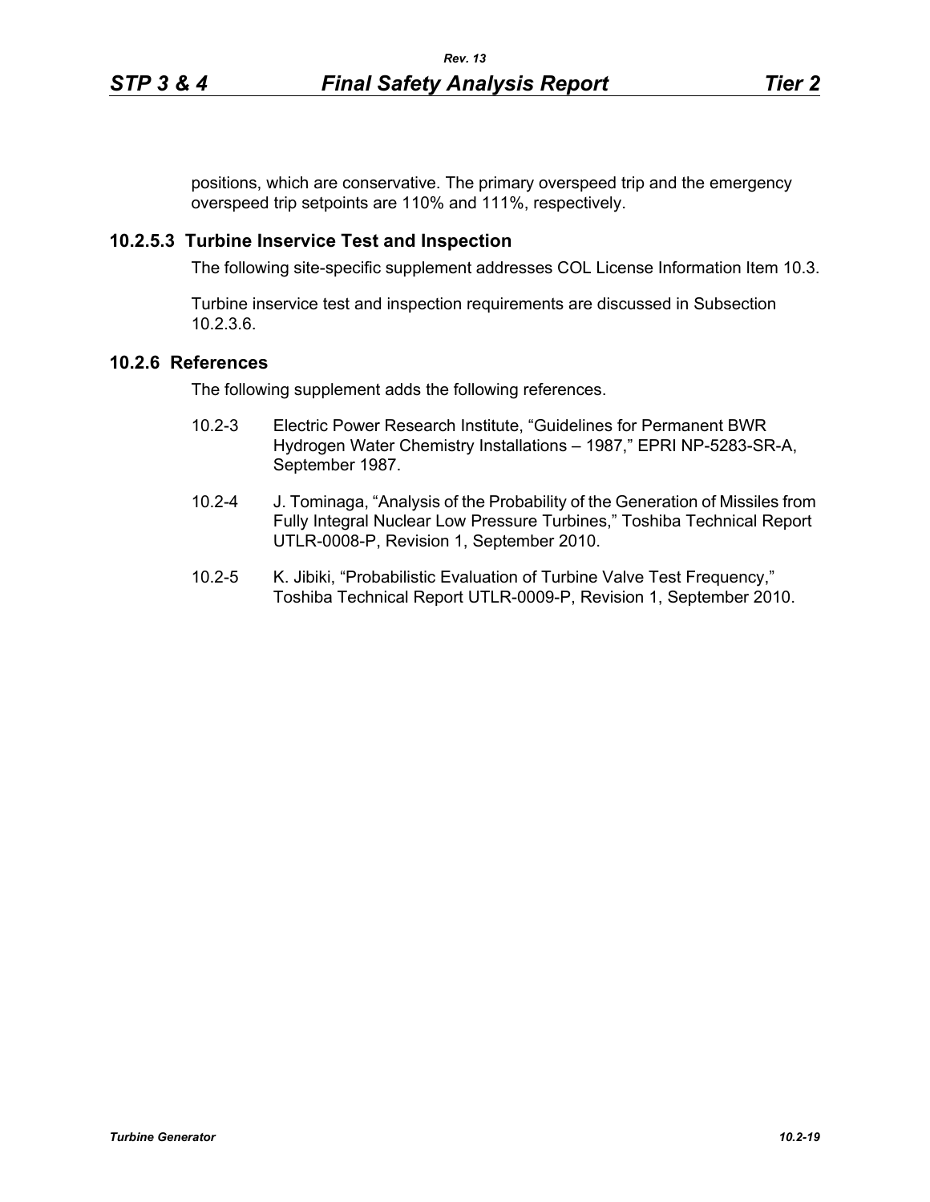positions, which are conservative. The primary overspeed trip and the emergency overspeed trip setpoints are 110% and 111%, respectively.

### 10.2.5.3 Turbine Inservice Test and Inspection

The following site-specific supplement addresses COL License Information Item 10.3.

Turbine inservice test and inspection requirements are discussed in Subsection 10.2.3.6.

## 10.2.6 References

The following supplement adds the following references.

10.2-3 Electric Power Research Institute, "Guidelines for Permanent BWR Hydrogen Water Chemistry Installations – 1987," EPRI NP-5283-SR-A, September 1987.

10.2-4 J. Tominaga, "Analysis of the Probability of the Generation of Missiles from Fully Integral Nuclear Low Pressure Turbines," Toshiba Technical Report UTLR-0008-P, Revision 1, September 2010.

10.2-5 K. Jibiki, "Probabilistic Evaluation of Turbine Valve Test Frequency," Toshiba Technical Report UTLR-0009-P, Revision 1, September 2010.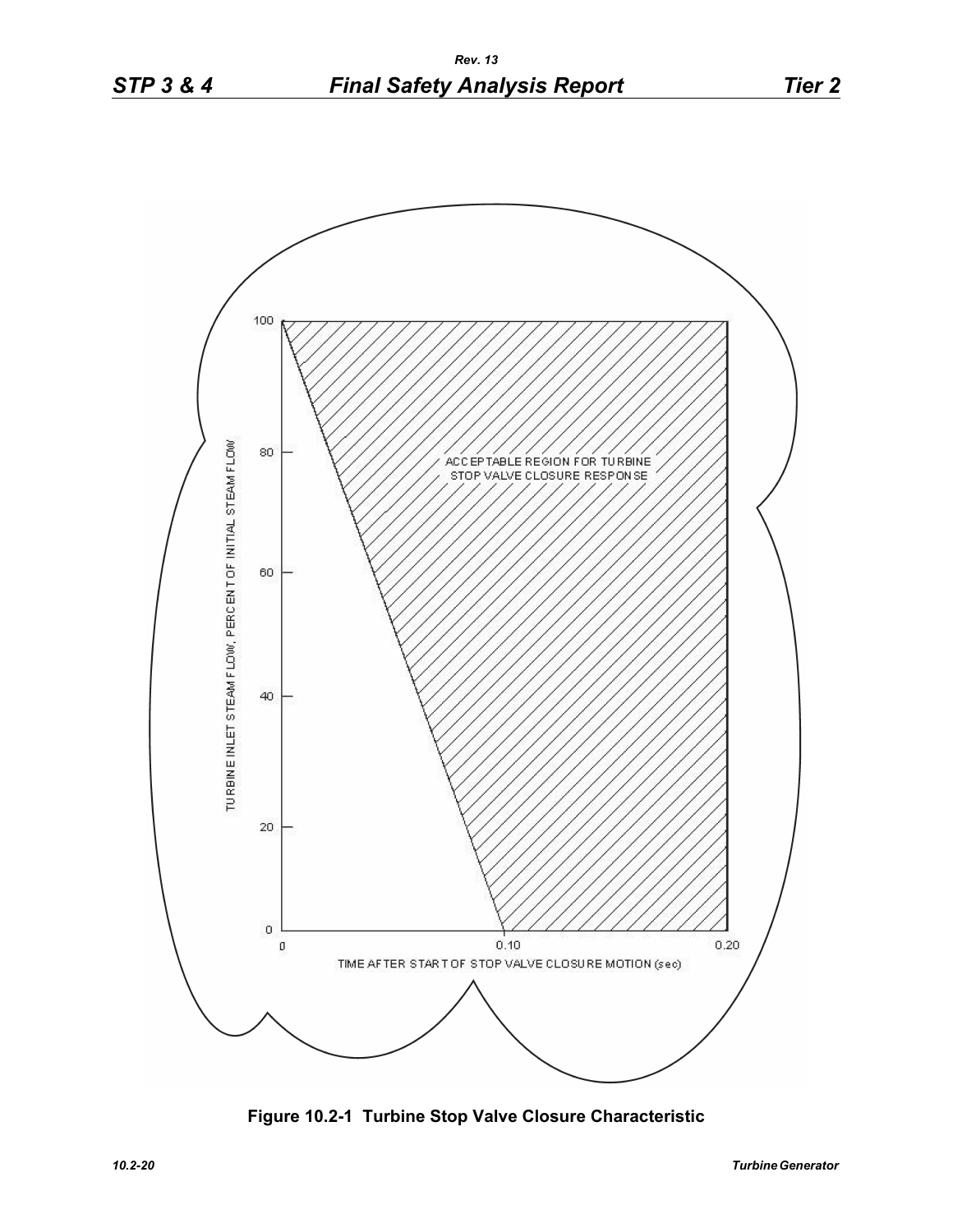ACCEPTABLE REGION FOR TURBINE STOP VALVE CLOSURE RESPONSE

TURBINE INLET STEAM FLOW, PERCENT OF INITIAL STEAM FLOW

TIME AFTER START OF STOP VALVE CLOSURE MOTION (sec)

**Figure 10.2-1 Turbine Stop Valve Closure Characteristic**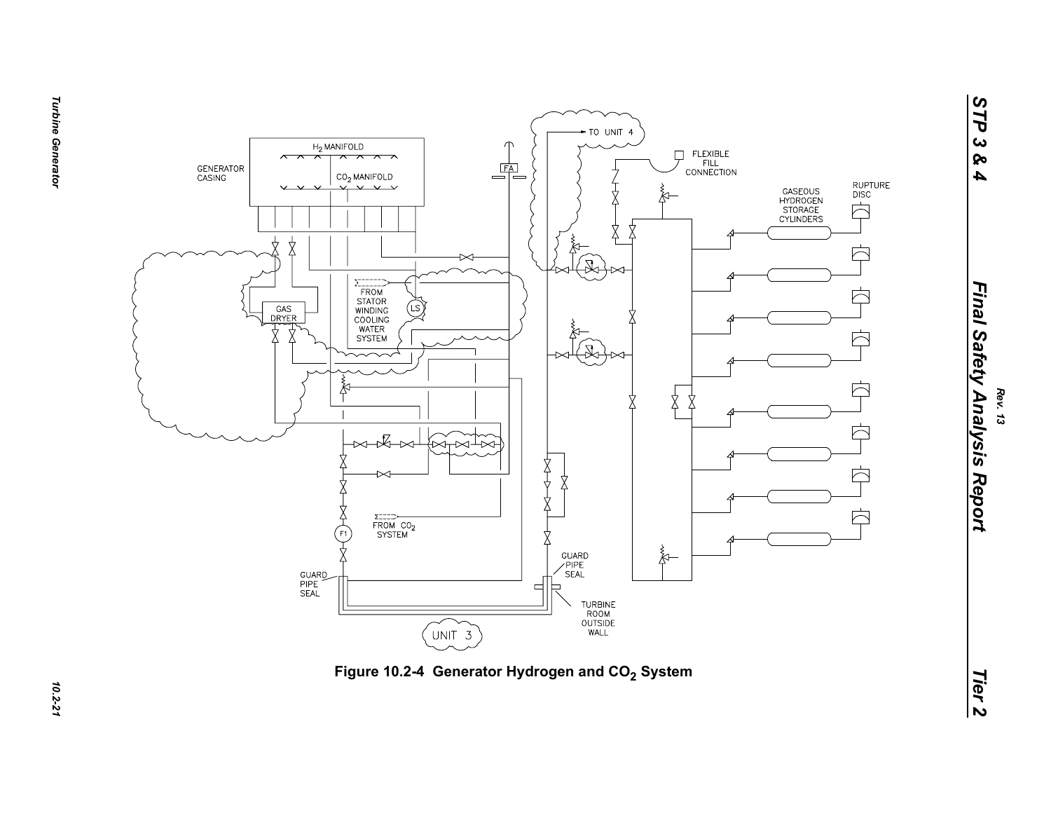Figure 10.2-4 Generator Hydrogen and $CO_2$ System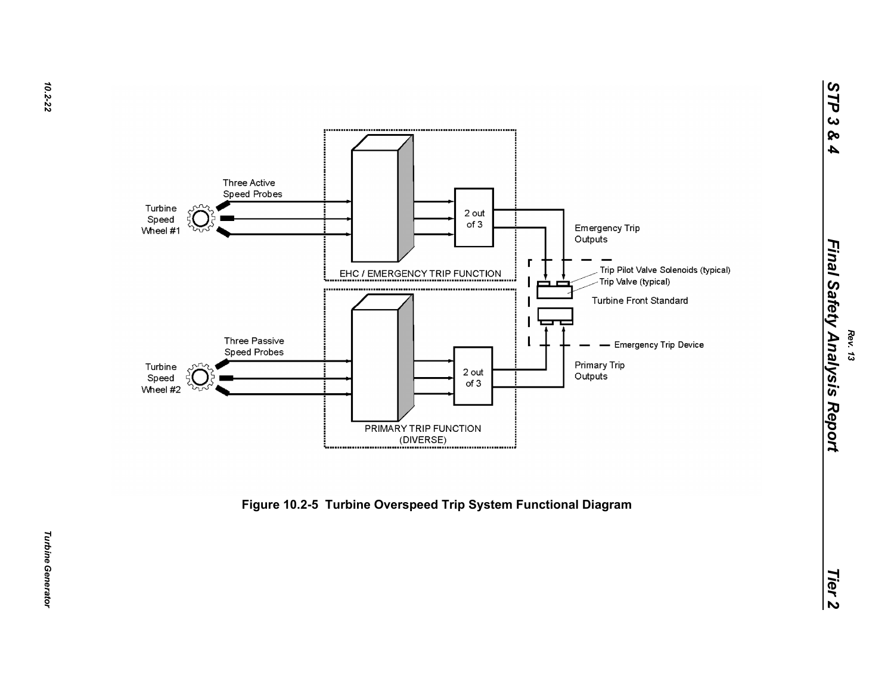Three Active Speed Probes

Turbine Speed Wheel #1

2 out of 3

EHC / EMERGENCY TRIP FUNCTION

Emergency Trip Outputs

Trip Pilot Valve Solenoids (typical)

Trip Valve (typical)

Turbine Front Standard

Emergency Trip Device

Three Passive Speed Probes

Turbine Speed Wheel #2

2 out of 3

PRIMARY TRIP FUNCTION (DIVERSE)

Primary Trip Outputs

**Figure 10.2-5 Turbine Overspeed Trip System Functional Diagram**